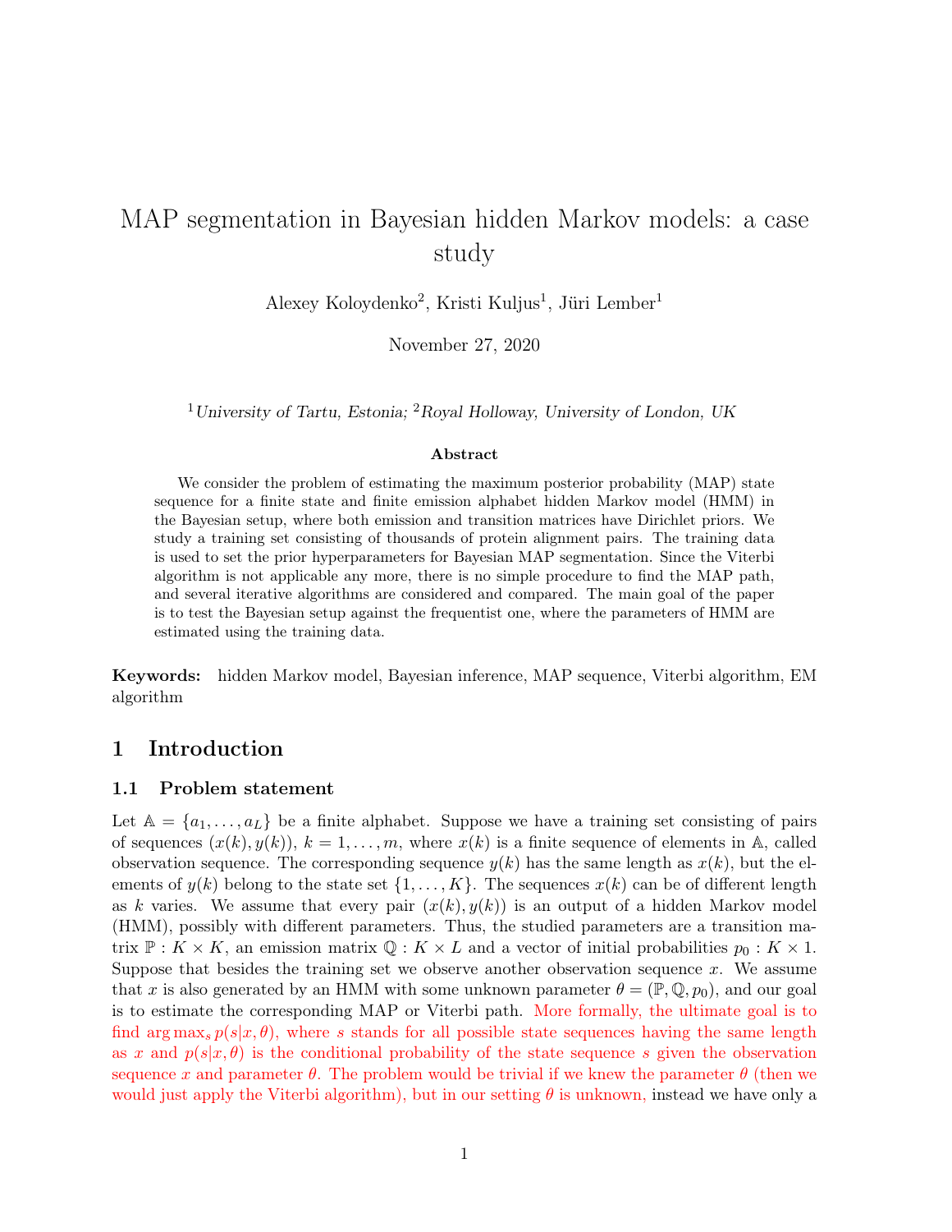# MAP segmentation in Bayesian hidden Markov models: a case study

Alexey Koloydenko[2], Kristi Kuljus[1], Jüri Lember[1]

November 27, 2020

[1]*University of Tartu, Estonia;* [2]*Royal Holloway, University of London, UK*

### Abstract

We consider the problem of estimating the maximum posterior probability (MAP) state sequence for a finite state and finite emission alphabet hidden Markov model (HMM) in the Bayesian setup, where both emission and transition matrices have Dirichlet priors. We study a training set consisting of thousands of protein alignment pairs. The training data is used to set the prior hyperparameters for Bayesian MAP segmentation. Since the Viterbi algorithm is not applicable any more, there is no simple procedure to find the MAP path, and several iterative algorithms are considered and compared. The main goal of the paper is to test the Bayesian setup against the frequentist one, where the parameters of HMM are estimated using the training data.

**Keywords:** hidden Markov model, Bayesian inference, MAP sequence, Viterbi algorithm, EM algorithm

## 1 Introduction

### 1.1 Problem statement

Let $\mathbb{A} = \{a_1, \ldots, a_L\}$ be a finite alphabet. Suppose we have a training set consisting of pairs of sequences $(x(k), y(k))$, $k = 1, \ldots, m$, where $x(k)$ is a finite sequence of elements in $\mathbb{A}$, called observation sequence. The corresponding sequence $y(k)$ has the same length as $x(k)$, but the elements of $y(k)$ belong to the state set $\{1, \ldots, K\}$. The sequences $x(k)$ can be of different length as $k$ varies. We assume that every pair $(x(k), y(k))$ is an output of a hidden Markov model (HMM), possibly with different parameters. Thus, the studied parameters are a transition matrix $\mathbb{P} : K \times K$, an emission matrix $\mathbb{Q} : K \times L$ and a vector of initial probabilities $p_0 : K \times 1$. Suppose that besides the training set we observe another observation sequence $x$. We assume that $x$ is also generated by an HMM with some unknown parameter $\theta = (\mathbb{P}, \mathbb{Q}, p_0)$, and our goal is to estimate the corresponding MAP or Viterbi path. More formally, the ultimate goal is to find $\arg\max_s p(s|x, \theta)$, where $s$ stands for all possible state sequences having the same length as $x$ and $p(s|x, \theta)$ is the conditional probability of the state sequence $s$ given the observation sequence $x$ and parameter $\theta$. The problem would be trivial if we knew the parameter $\theta$ (then we would just apply the Viterbi algorithm), but in our setting $\theta$ is unknown, instead we have only a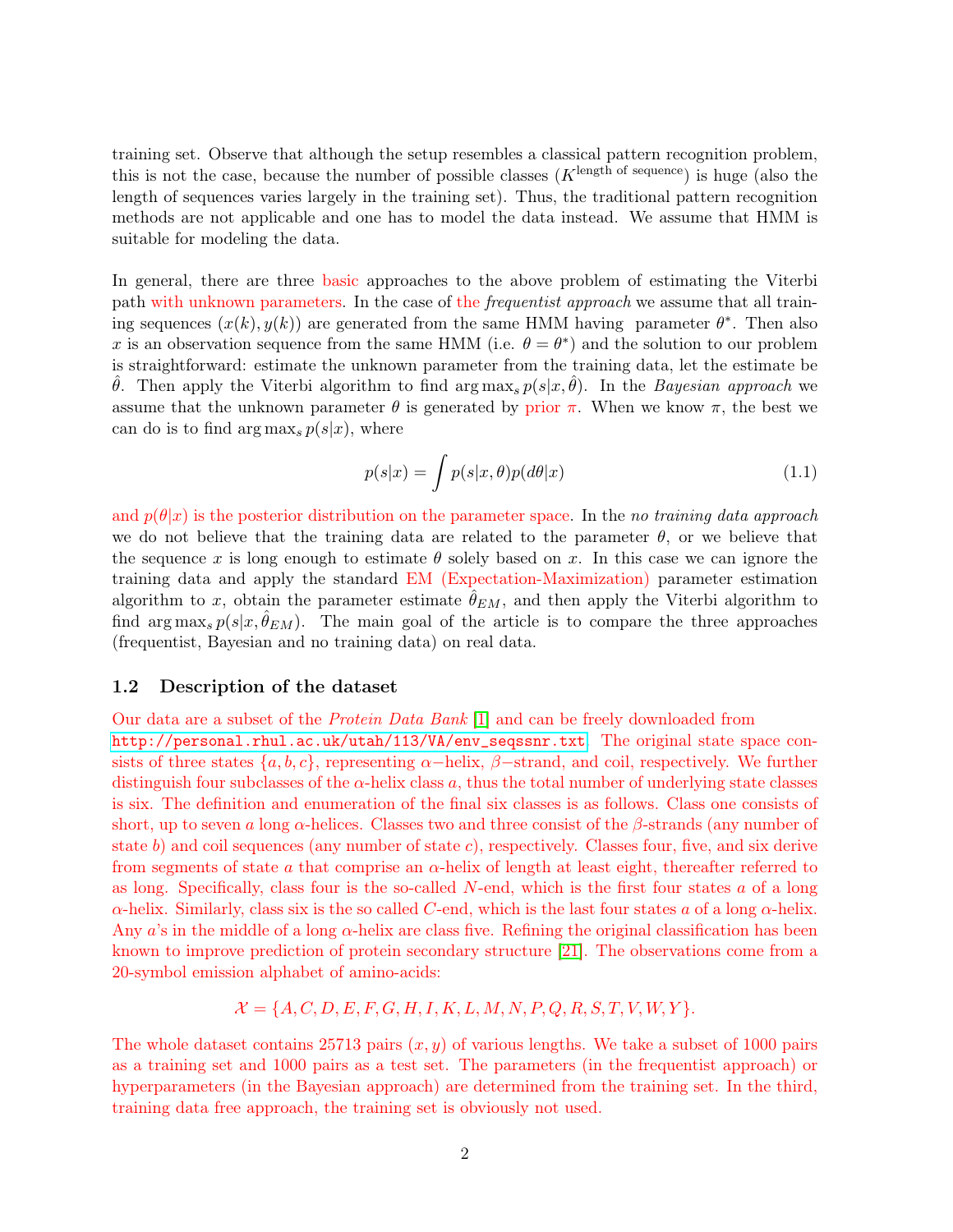training set. Observe that although the setup resembles a classical pattern recognition problem, this is not the case, because the number of possible classes ($K^{\text{length of sequence}}$) is huge (also the length of sequences varies largely in the training set). Thus, the traditional pattern recognition methods are not applicable and one has to model the data instead. We assume that HMM is suitable for modeling the data.

In general, there are three basic approaches to the above problem of estimating the Viterbi path with unknown parameters. In the case of the *frequentist approach* we assume that all training sequences $(x(k), y(k))$ are generated from the same HMM having parameter $\theta^*$. Then also $x$ is an observation sequence from the same HMM (i.e. $\theta = \theta^*$) and the solution to our problem is straightforward: estimate the unknown parameter from the training data, let the estimate be $\hat{\theta}$. Then apply the Viterbi algorithm to find $\arg\max_s p(s|x, \hat{\theta})$. In the *Bayesian approach* we assume that the unknown parameter $\theta$ is generated by prior $\pi$. When we know $\pi$, the best we can do is to find $\arg\max_s p(s|x)$, where

$$p(s|x) = \int p(s|x, \theta)p(d\theta|x) \tag{1.1}$$

and $p(\theta|x)$ is the posterior distribution on the parameter space. In the *no training data approach* we do not believe that the training data are related to the parameter $\theta$, or we believe that the sequence $x$ is long enough to estimate $\theta$ solely based on $x$. In this case we can ignore the training data and apply the standard EM (Expectation-Maximization) parameter estimation algorithm to $x$, obtain the parameter estimate $\hat{\theta}_{EM}$, and then apply the Viterbi algorithm to find $\arg\max_s p(s|x, \hat{\theta}_{EM})$. The main goal of the article is to compare the three approaches (frequentist, Bayesian and no training data) on real data.

### 1.2 Description of the dataset

Our data are a subset of the *Protein Data Bank* [1] and can be freely downloaded from http://personal.rhul.ac.uk/utah/113/VA/env_seqssnr.txt. The original state space consists of three states $\{a, b, c\}$, representing $\alpha-$helix, $\beta-$strand, and coil, respectively. We further distinguish four subclasses of the $\alpha$-helix class $a$, thus the total number of underlying state classes is six. The definition and enumeration of the final six classes is as follows. Class one consists of short, up to seven $a$ long $\alpha$-helices. Classes two and three consist of the $\beta$-strands (any number of state $b$) and coil sequences (any number of state $c$), respectively. Classes four, five, and six derive from segments of state $a$ that comprise an $\alpha$-helix of length at least eight, thereafter referred to as long. Specifically, class four is the so-called $N$-end, which is the first four states $a$ of a long $\alpha$-helix. Similarly, class six is the so called $C$-end, which is the last four states $a$ of a long $\alpha$-helix. Any $a$'s in the middle of a long $\alpha$-helix are class five. Refining the original classification has been known to improve prediction of protein secondary structure [21]. The observations come from a 20-symbol emission alphabet of amino-acids:

$$\mathcal{X} = \{A, C, D, E, F, G, H, I, K, L, M, N, P, Q, R, S, T, V, W, Y\}.$$

The whole dataset contains 25713 pairs $(x, y)$ of various lengths. We take a subset of 1000 pairs as a training set and 1000 pairs as a test set. The parameters (in the frequentist approach) or hyperparameters (in the Bayesian approach) are determined from the training set. In the third, training data free approach, the training set is obviously not used.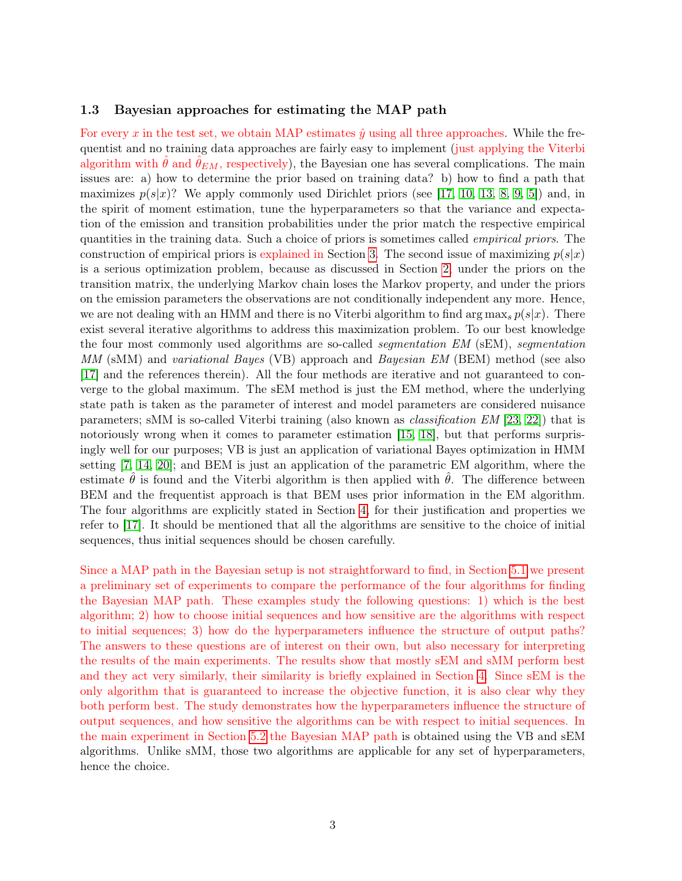### 1.3 Bayesian approaches for estimating the MAP path

For every $x$ in the test set, we obtain MAP estimates $\hat{y}$ using all three approaches. While the frequentist and no training data approaches are fairly easy to implement (just applying the Viterbi algorithm with $\hat{\theta}$ and $\hat{\theta}_{EM}$, respectively), the Bayesian one has several complications. The main issues are: a) how to determine the prior based on training data? b) how to find a path that maximizes $p(s|x)$? We apply commonly used Dirichlet priors (see [17, 10, 13, 8, 9, 5]) and, in the spirit of moment estimation, tune the hyperparameters so that the variance and expectation of the emission and transition probabilities under the prior match the respective empirical quantities in the training data. Such a choice of priors is sometimes called *empirical priors*. The construction of empirical priors is explained in Section 3. The second issue of maximizing $p(s|x)$ is a serious optimization problem, because as discussed in Section 2, under the priors on the transition matrix, the underlying Markov chain loses the Markov property, and under the priors on the emission parameters the observations are not conditionally independent any more. Hence, we are not dealing with an HMM and there is no Viterbi algorithm to find $\arg\max_s p(s|x)$. There exist several iterative algorithms to address this maximization problem. To our best knowledge the four most commonly used algorithms are so-called *segmentation EM* (sEM), *segmentation MM* (sMM) and *variational Bayes* (VB) approach and *Bayesian EM* (BEM) method (see also [17] and the references therein). All the four methods are iterative and not guaranteed to converge to the global maximum. The sEM method is just the EM method, where the underlying state path is taken as the parameter of interest and model parameters are considered nuisance parameters; sMM is so-called Viterbi training (also known as *classification EM* [23, 22]) that is notoriously wrong when it comes to parameter estimation [15, 18], but that performs surprisingly well for our purposes; VB is just an application of variational Bayes optimization in HMM setting [7, 14, 20]; and BEM is just an application of the parametric EM algorithm, where the estimate $\hat{\theta}$ is found and the Viterbi algorithm is then applied with $\hat{\theta}$. The difference between BEM and the frequentist approach is that BEM uses prior information in the EM algorithm. The four algorithms are explicitly stated in Section 4, for their justification and properties we refer to [17]. It should be mentioned that all the algorithms are sensitive to the choice of initial sequences, thus initial sequences should be chosen carefully.

Since a MAP path in the Bayesian setup is not straightforward to find, in Section 5.1 we present a preliminary set of experiments to compare the performance of the four algorithms for finding the Bayesian MAP path. These examples study the following questions: 1) which is the best algorithm; 2) how to choose initial sequences and how sensitive are the algorithms with respect to initial sequences; 3) how do the hyperparameters influence the structure of output paths? The answers to these questions are of interest on their own, but also necessary for interpreting the results of the main experiments. The results show that mostly sEM and sMM perform best and they act very similarly, their similarity is briefly explained in Section 4. Since sEM is the only algorithm that is guaranteed to increase the objective function, it is also clear why they both perform best. The study demonstrates how the hyperparameters influence the structure of output sequences, and how sensitive the algorithms can be with respect to initial sequences. In the main experiment in Section 5.2 the Bayesian MAP path is obtained using the VB and sEM algorithms. Unlike sMM, those two algorithms are applicable for any set of hyperparameters, hence the choice.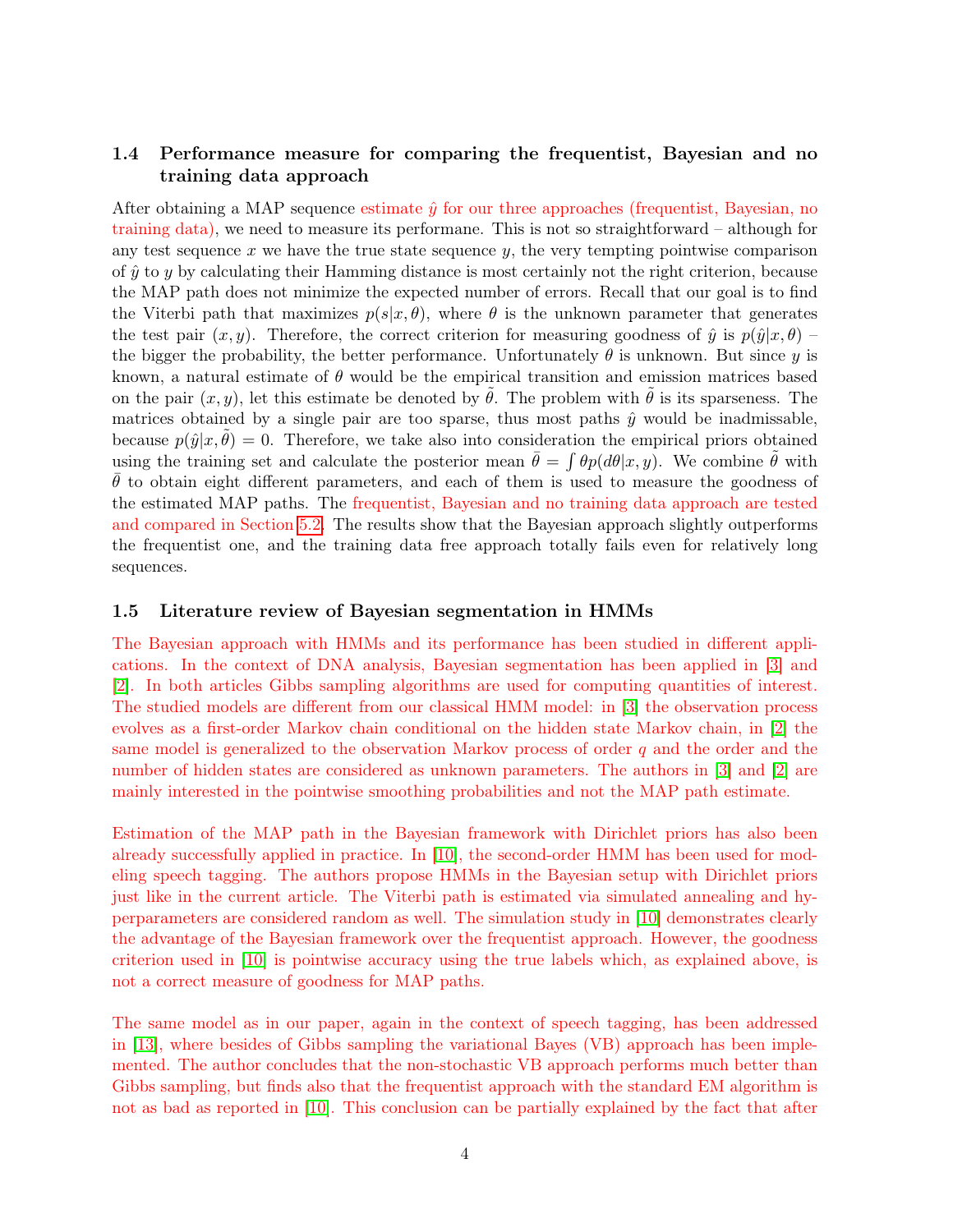### 1.4 Performance measure for comparing the frequentist, Bayesian and no training data approach

After obtaining a MAP sequence estimate $\hat{y}$ for our three approaches (frequentist, Bayesian, no training data), we need to measure its performane. This is not so straightforward – although for any test sequence $x$ we have the true state sequence $y$, the very tempting pointwise comparison of $\hat{y}$ to $y$ by calculating their Hamming distance is most certainly not the right criterion, because the MAP path does not minimize the expected number of errors. Recall that our goal is to find the Viterbi path that maximizes $p(s|x,\theta)$, where $\theta$ is the unknown parameter that generates the test pair $(x, y)$. Therefore, the correct criterion for measuring goodness of $\hat{y}$ is $p(\hat{y}|x,\theta)$ – the bigger the probability, the better performance. Unfortunately $\theta$ is unknown. But since $y$ is known, a natural estimate of $\theta$ would be the empirical transition and emission matrices based on the pair $(x, y)$, let this estimate be denoted by $\tilde{\theta}$. The problem with $\tilde{\theta}$ is its sparseness. The matrices obtained by a single pair are too sparse, thus most paths $\hat{y}$ would be inadmissable, because $p(\hat{y}|x,\tilde{\theta}) = 0$. Therefore, we take also into consideration the empirical priors obtained using the training set and calculate the posterior mean $\bar{\theta} = \int \theta p(d\theta|x,y)$. We combine $\tilde{\theta}$ with $\bar{\theta}$ to obtain eight different parameters, and each of them is used to measure the goodness of the estimated MAP paths. The frequentist, Bayesian and no training data approach are tested and compared in Section 5.2. The results show that the Bayesian approach slightly outperforms the frequentist one, and the training data free approach totally fails even for relatively long sequences.

### 1.5 Literature review of Bayesian segmentation in HMMs

The Bayesian approach with HMMs and its performance has been studied in different applications. In the context of DNA analysis, Bayesian segmentation has been applied in [3] and [2]. In both articles Gibbs sampling algorithms are used for computing quantities of interest. The studied models are different from our classical HMM model: in [3] the observation process evolves as a first-order Markov chain conditional on the hidden state Markov chain, in [2] the same model is generalized to the observation Markov process of order $q$ and the order and the number of hidden states are considered as unknown parameters. The authors in [3] and [2] are mainly interested in the pointwise smoothing probabilities and not the MAP path estimate.

Estimation of the MAP path in the Bayesian framework with Dirichlet priors has also been already successfully applied in practice. In [10], the second-order HMM has been used for modeling speech tagging. The authors propose HMMs in the Bayesian setup with Dirichlet priors just like in the current article. The Viterbi path is estimated via simulated annealing and hyperparameters are considered random as well. The simulation study in [10] demonstrates clearly the advantage of the Bayesian framework over the frequentist approach. However, the goodness criterion used in [10] is pointwise accuracy using the true labels which, as explained above, is not a correct measure of goodness for MAP paths.

The same model as in our paper, again in the context of speech tagging, has been addressed in [13], where besides of Gibbs sampling the variational Bayes (VB) approach has been implemented. The author concludes that the non-stochastic VB approach performs much better than Gibbs sampling, but finds also that the frequentist approach with the standard EM algorithm is not as bad as reported in [10]. This conclusion can be partially explained by the fact that after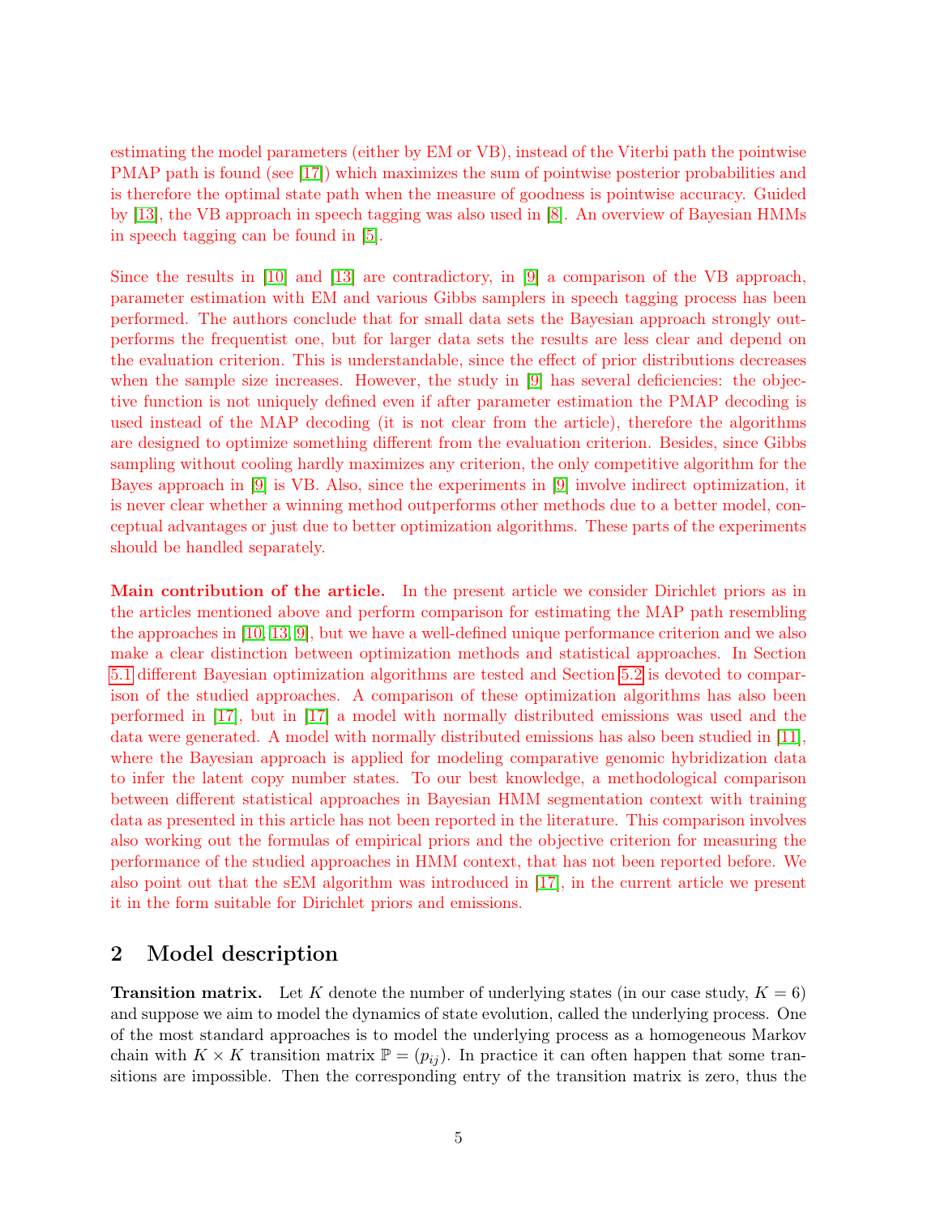estimating the model parameters (either by EM or VB), instead of the Viterbi path the pointwise PMAP path is found (see [17]) which maximizes the sum of pointwise posterior probabilities and is therefore the optimal state path when the measure of goodness is pointwise accuracy. Guided by [13], the VB approach in speech tagging was also used in [8]. An overview of Bayesian HMMs in speech tagging can be found in [5].

Since the results in [10] and [13] are contradictory, in [9] a comparison of the VB approach, parameter estimation with EM and various Gibbs samplers in speech tagging process has been performed. The authors conclude that for small data sets the Bayesian approach strongly outperforms the frequentist one, but for larger data sets the results are less clear and depend on the evaluation criterion. This is understandable, since the effect of prior distributions decreases when the sample size increases. However, the study in [9] has several deficiencies: the objective function is not uniquely defined even if after parameter estimation the PMAP decoding is used instead of the MAP decoding (it is not clear from the article), therefore the algorithms are designed to optimize something different from the evaluation criterion. Besides, since Gibbs sampling without cooling hardly maximizes any criterion, the only competitive algorithm for the Bayes approach in [9] is VB. Also, since the experiments in [9] involve indirect optimization, it is never clear whether a winning method outperforms other methods due to a better model, conceptual advantages or just due to better optimization algorithms. These parts of the experiments should be handled separately.

**Main contribution of the article.** In the present article we consider Dirichlet priors as in the articles mentioned above and perform comparison for estimating the MAP path resembling the approaches in [10, 13, 9], but we have a well-defined unique performance criterion and we also make a clear distinction between optimization methods and statistical approaches. In Section 5.1 different Bayesian optimization algorithms are tested and Section 5.2 is devoted to comparison of the studied approaches. A comparison of these optimization algorithms has also been performed in [17], but in [17] a model with normally distributed emissions was used and the data were generated. A model with normally distributed emissions has also been studied in [11], where the Bayesian approach is applied for modeling comparative genomic hybridization data to infer the latent copy number states. To our best knowledge, a methodological comparison between different statistical approaches in Bayesian HMM segmentation context with training data as presented in this article has not been reported in the literature. This comparison involves also working out the formulas of empirical priors and the objective criterion for measuring the performance of the studied approaches in HMM context, that has not been reported before. We also point out that the sEM algorithm was introduced in [17], in the current article we present it in the form suitable for Dirichlet priors and emissions.

## 2 Model description

**Transition matrix.** Let $K$ denote the number of underlying states (in our case study, $K = 6$) and suppose we aim to model the dynamics of state evolution, called the underlying process. One of the most standard approaches is to model the underlying process as a homogeneous Markov chain with $K \times K$ transition matrix $\mathbb{P} = (p_{ij})$. In practice it can often happen that some transitions are impossible. Then the corresponding entry of the transition matrix is zero, thus the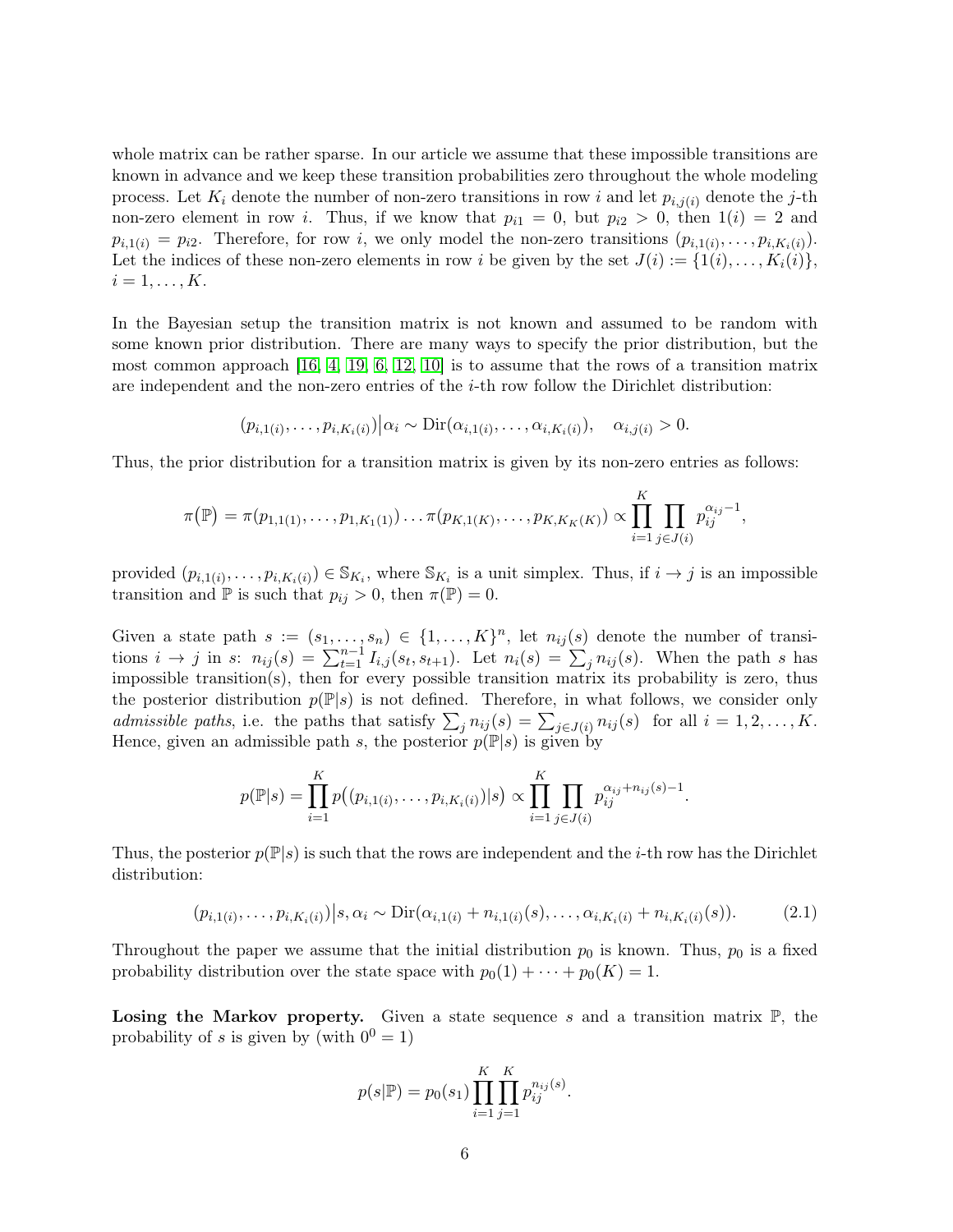whole matrix can be rather sparse. In our article we assume that these impossible transitions are known in advance and we keep these transition probabilities zero throughout the whole modeling process. Let $K_i$ denote the number of non-zero transitions in row $i$ and let $p_{i,j(i)}$ denote the $j$-th non-zero element in row $i$. Thus, if we know that $p_{i1} = 0$, but $p_{i2} > 0$, then $1(i) = 2$ and $p_{i,1(i)} = p_{i2}$. Therefore, for row $i$, we only model the non-zero transitions $(p_{i,1(i)}, \ldots, p_{i,K_i(i)})$. Let the indices of these non-zero elements in row $i$ be given by the set $J(i) := \{1(i), \ldots, K_i(i)\}$, $i = 1, \ldots, K$.

In the Bayesian setup the transition matrix is not known and assumed to be random with some known prior distribution. There are many ways to specify the prior distribution, but the most common approach [16, 4, 19, 6, 12, 10] is to assume that the rows of a transition matrix are independent and the non-zero entries of the $i$-th row follow the Dirichlet distribution:

$$(p_{i,1(i)}, \ldots, p_{i,K_i(i)})\big|\alpha_i \sim \mathrm{Dir}(\alpha_{i,1(i)}, \ldots, \alpha_{i,K_i(i)}), \quad \alpha_{i,j(i)} > 0.$$

Thus, the prior distribution for a transition matrix is given by its non-zero entries as follows:

$$\pi(\mathbb{P}) = \pi(p_{1,1(1)}, \ldots, p_{1,K_1(1)}) \ldots \pi(p_{K,1(K)}, \ldots, p_{K,K_K(K)}) \propto \prod_{i=1}^{K} \prod_{j \in J(i)} p_{ij}^{\alpha_{ij}-1},$$

provided $(p_{i,1(i)}, \ldots, p_{i,K_i(i)}) \in \mathbb{S}_{K_i}$, where $\mathbb{S}_{K_i}$ is a unit simplex. Thus, if $i \to j$ is an impossible transition and $\mathbb{P}$ is such that $p_{ij} > 0$, then $\pi(\mathbb{P}) = 0$.

Given a state path $s := (s_1, \ldots, s_n) \in \{1, \ldots, K\}^n$, let $n_{ij}(s)$ denote the number of transitions $i \to j$ in $s$: $n_{ij}(s) = \sum_{t=1}^{n-1} I_{i,j}(s_t, s_{t+1})$. Let $n_i(s) = \sum_j n_{ij}(s)$. When the path $s$ has impossible transition(s), then for every possible transition matrix its probability is zero, thus the posterior distribution $p(\mathbb{P}|s)$ is not defined. Therefore, in what follows, we consider only *admissible paths*, i.e. the paths that satisfy $\sum_j n_{ij}(s) = \sum_{j \in J(i)} n_{ij}(s)$ for all $i = 1, 2, \ldots, K$. Hence, given an admissible path $s$, the posterior $p(\mathbb{P}|s)$ is given by

$$p(\mathbb{P}|s) = \prod_{i=1}^{K} p\big((p_{i,1(i)}, \ldots, p_{i,K_i(i)})|s\big) \propto \prod_{i=1}^{K} \prod_{j \in J(i)} p_{ij}^{\alpha_{ij}+n_{ij}(s)-1}.$$

Thus, the posterior $p(\mathbb{P}|s)$ is such that the rows are independent and the $i$-th row has the Dirichlet distribution:

$$(p_{i,1(i)}, \ldots, p_{i,K_i(i)})\big|s, \alpha_i \sim \mathrm{Dir}(\alpha_{i,1(i)} + n_{i,1(i)}(s), \ldots, \alpha_{i,K_i(i)} + n_{i,K_i(i)}(s)). \tag{2.1}$$

Throughout the paper we assume that the initial distribution $p_0$ is known. Thus, $p_0$ is a fixed probability distribution over the state space with $p_0(1) + \cdots + p_0(K) = 1$.

**Losing the Markov property.** Given a state sequence $s$ and a transition matrix $\mathbb{P}$, the probability of $s$ is given by (with $0^0 = 1$)

$$p(s|\mathbb{P}) = p_0(s_1) \prod_{i=1}^{K} \prod_{j=1}^{K} p_{ij}^{n_{ij}(s)}.$$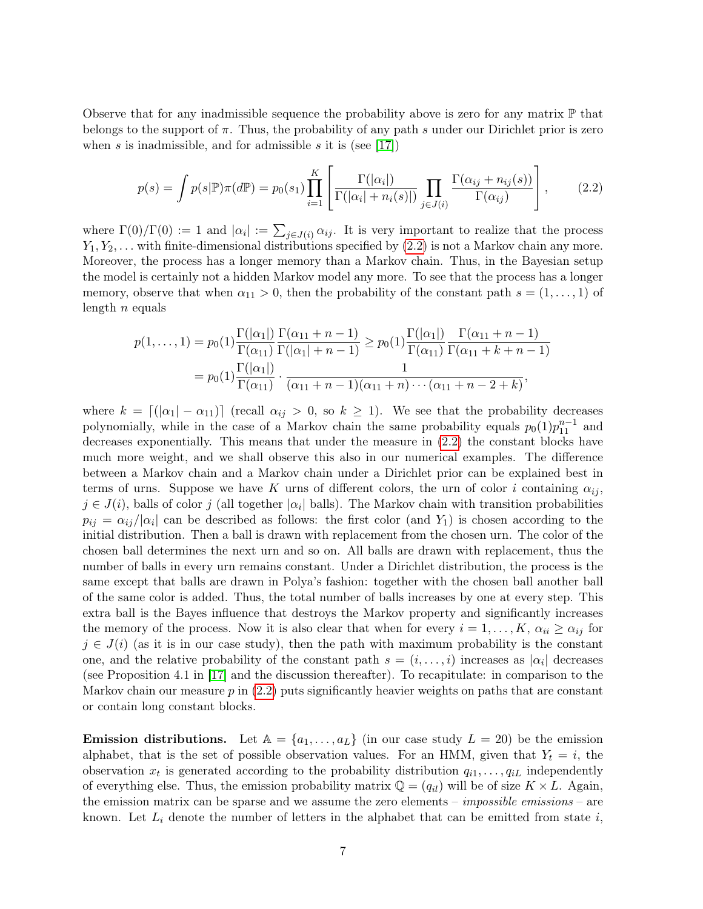Observe that for any inadmissible sequence the probability above is zero for any matrix $\mathbb{P}$ that belongs to the support of $\pi$. Thus, the probability of any path $s$ under our Dirichlet prior is zero when $s$ is inadmissible, and for admissible $s$ it is (see [17])

$$p(s) = \int p(s|\mathbb{P})\pi(d\mathbb{P}) = p_0(s_1)\prod_{i=1}^{K}\left[\frac{\Gamma(|\alpha_i|)}{\Gamma(|\alpha_i| + n_i(s)|)}\prod_{j\in J(i)}\frac{\Gamma(\alpha_{ij} + n_{ij}(s))}{\Gamma(\alpha_{ij})}\right], \tag{2.2}$$

where $\Gamma(0)/\Gamma(0) := 1$ and $|\alpha_i| := \sum_{j\in J(i)}\alpha_{ij}$. It is very important to realize that the process $Y_1, Y_2, \ldots$ with finite-dimensional distributions specified by (2.2) is not a Markov chain any more. Moreover, the process has a longer memory than a Markov chain. Thus, in the Bayesian setup the model is certainly not a hidden Markov model any more. To see that the process has a longer memory, observe that when $\alpha_{11} > 0$, then the probability of the constant path $s = (1, \ldots, 1)$ of length $n$ equals

$$\begin{aligned}
p(1,\ldots,1) &= p_0(1)\frac{\Gamma(|\alpha_1|)}{\Gamma(\alpha_{11})}\frac{\Gamma(\alpha_{11}+n-1)}{\Gamma(|\alpha_1|+n-1)} \geq p_0(1)\frac{\Gamma(|\alpha_1|)}{\Gamma(\alpha_{11})}\frac{\Gamma(\alpha_{11}+n-1)}{\Gamma(\alpha_{11}+k+n-1)} \\
&= p_0(1)\frac{\Gamma(|\alpha_1|)}{\Gamma(\alpha_{11})}\cdot\frac{1}{(\alpha_{11}+n-1)(\alpha_{11}+n)\cdots(\alpha_{11}+n-2+k)},
\end{aligned}$$

where $k = \lceil(|\alpha_1| - \alpha_{11})\rceil$ (recall $\alpha_{ij} > 0$, so $k \geq 1$). We see that the probability decreases polynomially, while in the case of a Markov chain the same probability equals $p_0(1)p_{11}^{n-1}$ and decreases exponentially. This means that under the measure in (2.2) the constant blocks have much more weight, and we shall observe this also in our numerical examples. The difference between a Markov chain and a Markov chain under a Dirichlet prior can be explained best in terms of urns. Suppose we have $K$ urns of different colors, the urn of color $i$ containing $\alpha_{ij}$, $j \in J(i)$, balls of color $j$ (all together $|\alpha_i|$ balls). The Markov chain with transition probabilities $p_{ij} = \alpha_{ij}/|\alpha_i|$ can be described as follows: the first color (and $Y_1$) is chosen according to the initial distribution. Then a ball is drawn with replacement from the chosen urn. The color of the chosen ball determines the next urn and so on. All balls are drawn with replacement, thus the number of balls in every urn remains constant. Under a Dirichlet distribution, the process is the same except that balls are drawn in Polya's fashion: together with the chosen ball another ball of the same color is added. Thus, the total number of balls increases by one at every step. This extra ball is the Bayes influence that destroys the Markov property and significantly increases the memory of the process. Now it is also clear that when for every $i = 1, \ldots, K$, $\alpha_{ii} \geq \alpha_{ij}$ for $j \in J(i)$ (as it is in our case study), then the path with maximum probability is the constant one, and the relative probability of the constant path $s = (i, \ldots, i)$ increases as $|\alpha_i|$ decreases (see Proposition 4.1 in [17] and the discussion thereafter). To recapitulate: in comparison to the Markov chain our measure $p$ in (2.2) puts significantly heavier weights on paths that are constant or contain long constant blocks.

**Emission distributions.** Let $\mathbb{A} = \{a_1, \ldots, a_L\}$ (in our case study $L = 20$) be the emission alphabet, that is the set of possible observation values. For an HMM, given that $Y_t = i$, the observation $x_t$ is generated according to the probability distribution $q_{i1}, \ldots, q_{iL}$ independently of everything else. Thus, the emission probability matrix $\mathbb{Q} = (q_{il})$ will be of size $K \times L$. Again, the emission matrix can be sparse and we assume the zero elements – *impossible emissions* – are known. Let $L_i$ denote the number of letters in the alphabet that can be emitted from state $i$,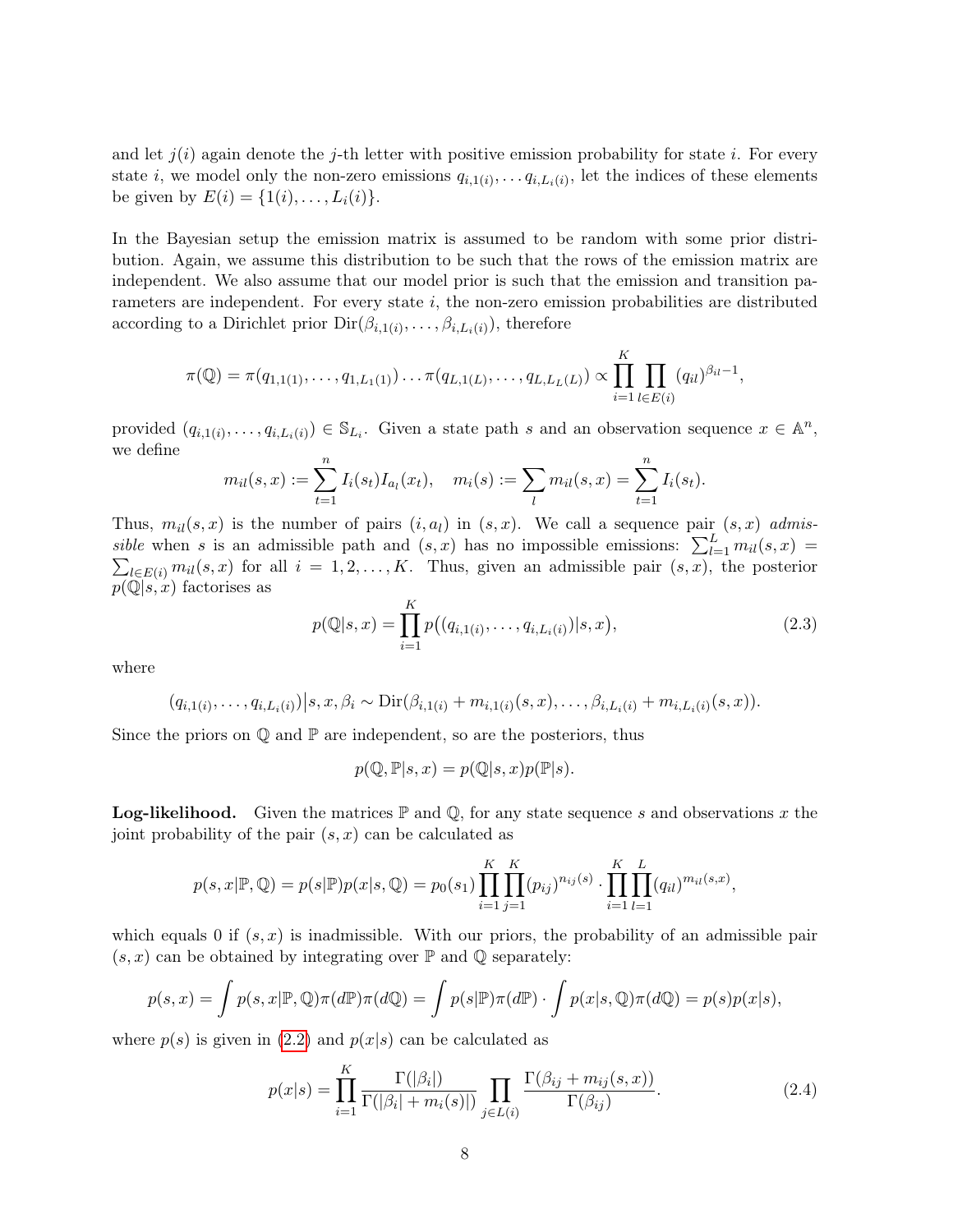and let $j(i)$ again denote the $j$-th letter with positive emission probability for state $i$. For every state $i$, we model only the non-zero emissions $q_{i,1(i)}, \dots q_{i,L_i(i)}$, let the indices of these elements be given by $E(i) = \{1(i), \dots, L_i(i)\}$.

In the Bayesian setup the emission matrix is assumed to be random with some prior distribution. Again, we assume this distribution to be such that the rows of the emission matrix are independent. We also assume that our model prior is such that the emission and transition parameters are independent. For every state $i$, the non-zero emission probabilities are distributed according to a Dirichlet prior $\text{Dir}(\beta_{i,1(i)}, \dots, \beta_{i,L_i(i)})$, therefore

$$\pi(\mathbb{Q}) = \pi(q_{1,1(1)}, \dots, q_{1,L_1(1)}) \dots \pi(q_{L,1(L)}, \dots, q_{L,L_L(L)}) \propto \prod_{i=1}^{K} \prod_{l \in E(i)} (q_{il})^{\beta_{il}-1},$$

provided $(q_{i,1(i)}, \dots, q_{i,L_i(i)}) \in \mathbb{S}_{L_i}$. Given a state path $s$ and an observation sequence $x \in \mathbb{A}^n$, we define

$$m_{il}(s,x) := \sum_{t=1}^{n} I_i(s_t) I_{a_l}(x_t), \quad m_i(s) := \sum_{l} m_{il}(s,x) = \sum_{t=1}^{n} I_i(s_t).$$

Thus, $m_{il}(s,x)$ is the number of pairs $(i, a_l)$ in $(s,x)$. We call a sequence pair $(s,x)$ *admissible* when $s$ is an admissible path and $(s,x)$ has no impossible emissions: $\sum_{l=1}^{L} m_{il}(s,x) = \sum_{l \in E(i)} m_{il}(s,x)$ for all $i = 1, 2, \dots, K$. Thus, given an admissible pair $(s,x)$, the posterior $p(\mathbb{Q}|s,x)$ factorises as

$$p(\mathbb{Q}|s,x) = \prod_{i=1}^{K} p\big((q_{i,1(i)}, \dots, q_{i,L_i(i)})|s,x\big), \tag{2.3}$$

where

$$(q_{i,1(i)}, \dots, q_{i,L_i(i)})\big|s,x,\beta_i \sim \text{Dir}(\beta_{i,1(i)} + m_{i,1(i)}(s,x), \dots, \beta_{i,L_i(i)} + m_{i,L_i(i)}(s,x)).$$

Since the priors on $\mathbb{Q}$ and $\mathbb{P}$ are independent, so are the posteriors, thus

$$p(\mathbb{Q}, \mathbb{P}|s,x) = p(\mathbb{Q}|s,x) p(\mathbb{P}|s).$$

**Log-likelihood.** Given the matrices $\mathbb{P}$ and $\mathbb{Q}$, for any state sequence $s$ and observations $x$ the joint probability of the pair $(s,x)$ can be calculated as

$$p(s,x|\mathbb{P},\mathbb{Q}) = p(s|\mathbb{P}) p(x|s,\mathbb{Q}) = p_0(s_1) \prod_{i=1}^{K} \prod_{j=1}^{K} (p_{ij})^{n_{ij}(s)} \cdot \prod_{i=1}^{K} \prod_{l=1}^{L} (q_{il})^{m_{il}(s,x)},$$

which equals 0 if $(s,x)$ is inadmissible. With our priors, the probability of an admissible pair $(s,x)$ can be obtained by integrating over $\mathbb{P}$ and $\mathbb{Q}$ separately:

$$p(s,x) = \int p(s,x|\mathbb{P},\mathbb{Q}) \pi(d\mathbb{P}) \pi(d\mathbb{Q}) = \int p(s|\mathbb{P}) \pi(d\mathbb{P}) \cdot \int p(x|s,\mathbb{Q}) \pi(d\mathbb{Q}) = p(s) p(x|s),$$

where $p(s)$ is given in (2.2) and $p(x|s)$ can be calculated as

$$p(x|s) = \prod_{i=1}^{K} \frac{\Gamma(|\beta_i|)}{\Gamma(|\beta_i| + m_i(s)|)} \prod_{j \in L(i)} \frac{\Gamma(\beta_{ij} + m_{ij}(s,x))}{\Gamma(\beta_{ij})}. \tag{2.4}$$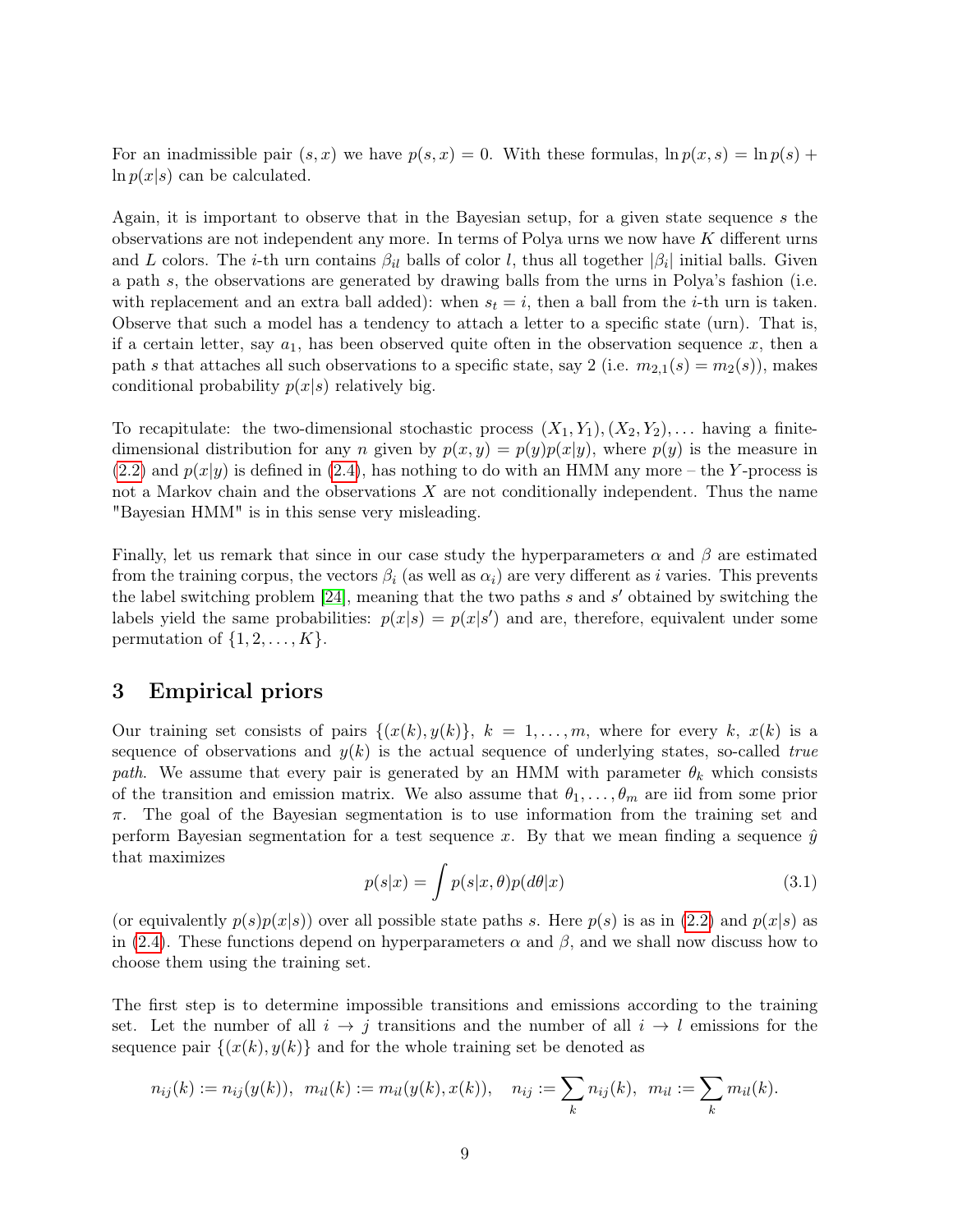For an inadmissible pair $(s, x)$ we have $p(s, x) = 0$. With these formulas, $\ln p(x, s) = \ln p(s) + \ln p(x|s)$ can be calculated.

Again, it is important to observe that in the Bayesian setup, for a given state sequence $s$ the observations are not independent any more. In terms of Polya urns we now have $K$ different urns and $L$ colors. The $i$-th urn contains $\beta_{il}$ balls of color $l$, thus all together $|\beta_i|$ initial balls. Given a path $s$, the observations are generated by drawing balls from the urns in Polya's fashion (i.e. with replacement and an extra ball added): when $s_t = i$, then a ball from the $i$-th urn is taken. Observe that such a model has a tendency to attach a letter to a specific state (urn). That is, if a certain letter, say $a_1$, has been observed quite often in the observation sequence $x$, then a path $s$ that attaches all such observations to a specific state, say 2 (i.e. $m_{2,1}(s) = m_2(s)$), makes conditional probability $p(x|s)$ relatively big.

To recapitulate: the two-dimensional stochastic process $(X_1, Y_1), (X_2, Y_2), \ldots$ having a finite-dimensional distribution for any $n$ given by $p(x, y) = p(y)p(x|y)$, where $p(y)$ is the measure in (2.2) and $p(x|y)$ is defined in (2.4), has nothing to do with an HMM any more – the $Y$-process is not a Markov chain and the observations $X$ are not conditionally independent. Thus the name "Bayesian HMM" is in this sense very misleading.

Finally, let us remark that since in our case study the hyperparameters $\alpha$ and $\beta$ are estimated from the training corpus, the vectors $\beta_i$ (as well as $\alpha_i$) are very different as $i$ varies. This prevents the label switching problem [24], meaning that the two paths $s$ and $s'$ obtained by switching the labels yield the same probabilities: $p(x|s) = p(x|s')$ and are, therefore, equivalent under some permutation of $\{1, 2, \ldots, K\}$.

# 3 Empirical priors

Our training set consists of pairs $\{(x(k), y(k)\}$, $k = 1, \ldots, m$, where for every $k$, $x(k)$ is a sequence of observations and $y(k)$ is the actual sequence of underlying states, so-called *true path*. We assume that every pair is generated by an HMM with parameter $\theta_k$ which consists of the transition and emission matrix. We also assume that $\theta_1, \ldots, \theta_m$ are iid from some prior $\pi$. The goal of the Bayesian segmentation is to use information from the training set and perform Bayesian segmentation for a test sequence $x$. By that we mean finding a sequence $\hat{y}$ that maximizes

$$p(s|x) = \int p(s|x, \theta) p(d\theta|x) \tag{3.1}$$

(or equivalently $p(s)p(x|s)$) over all possible state paths $s$. Here $p(s)$ is as in (2.2) and $p(x|s)$ as in (2.4). These functions depend on hyperparameters $\alpha$ and $\beta$, and we shall now discuss how to choose them using the training set.

The first step is to determine impossible transitions and emissions according to the training set. Let the number of all $i \to j$ transitions and the number of all $i \to l$ emissions for the sequence pair $\{(x(k), y(k)\}$ and for the whole training set be denoted as

$$n_{ij}(k) := n_{ij}(y(k)), \;\; m_{il}(k) := m_{il}(y(k), x(k)), \quad n_{ij} := \sum_k n_{ij}(k), \;\; m_{il} := \sum_k m_{il}(k).$$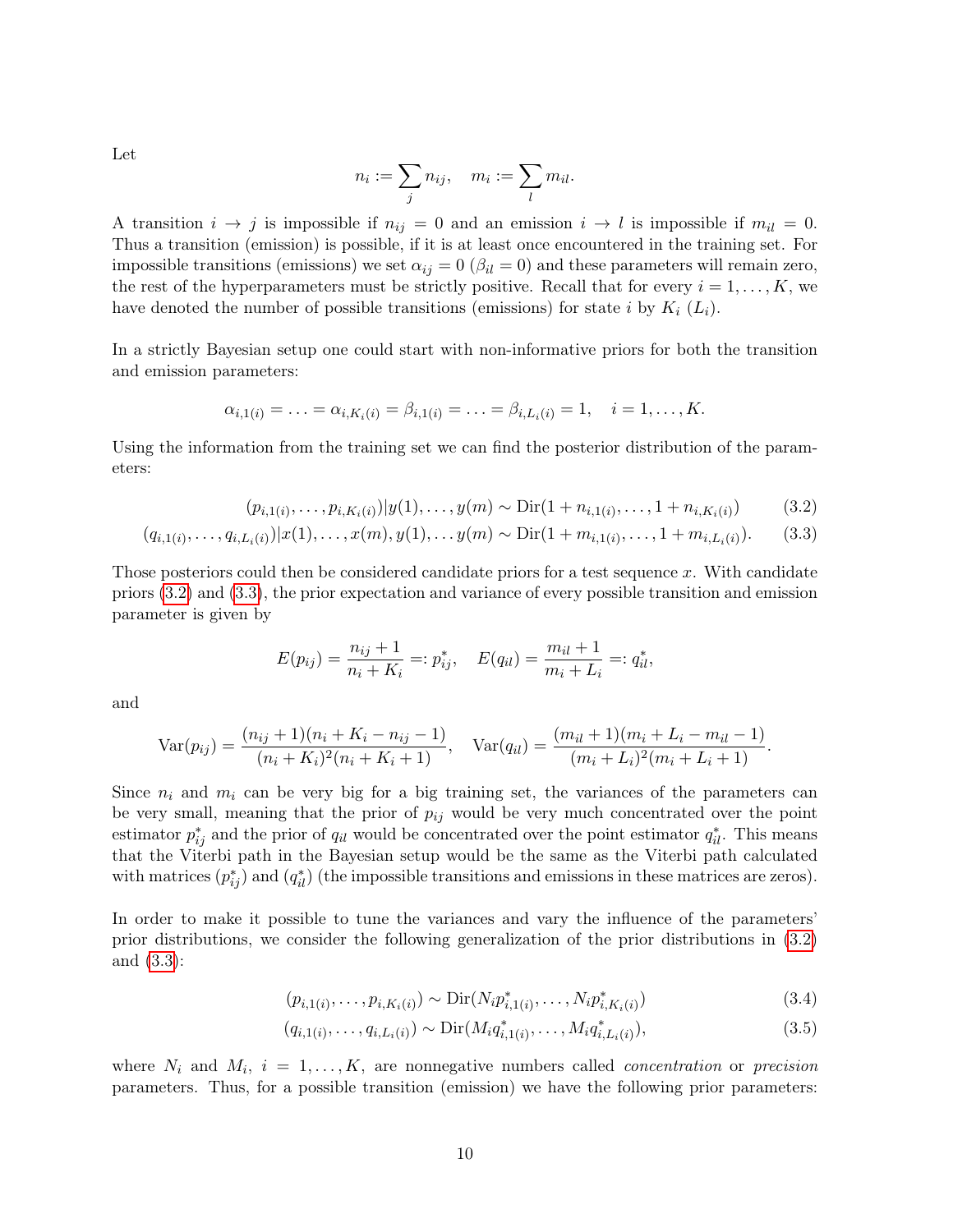Let

$$n_i := \sum_j n_{ij}, \quad m_i := \sum_l m_{il}.$$

A transition $i \to j$ is impossible if $n_{ij} = 0$ and an emission $i \to l$ is impossible if $m_{il} = 0$. Thus a transition (emission) is possible, if it is at least once encountered in the training set. For impossible transitions (emissions) we set $\alpha_{ij} = 0$ ($\beta_{il} = 0$) and these parameters will remain zero, the rest of the hyperparameters must be strictly positive. Recall that for every $i = 1, \ldots, K$, we have denoted the number of possible transitions (emissions) for state $i$ by $K_i$ ($L_i$).

In a strictly Bayesian setup one could start with non-informative priors for both the transition and emission parameters:

$$\alpha_{i,1(i)} = \ldots = \alpha_{i,K_i(i)} = \beta_{i,1(i)} = \ldots = \beta_{i,L_i(i)} = 1, \quad i = 1, \ldots, K.$$

Using the information from the training set we can find the posterior distribution of the parameters:

$$(p_{i,1(i)}, \ldots, p_{i,K_i(i)})|y(1), \ldots, y(m) \sim \mathrm{Dir}(1 + n_{i,1(i)}, \ldots, 1 + n_{i,K_i(i)}) \tag{3.2}$$

$$(q_{i,1(i)}, \ldots, q_{i,L_i(i)})|x(1), \ldots, x(m), y(1), \ldots y(m) \sim \mathrm{Dir}(1 + m_{i,1(i)}, \ldots, 1 + m_{i,L_i(i)}). \tag{3.3}$$

Those posteriors could then be considered candidate priors for a test sequence $x$. With candidate priors (3.2) and (3.3), the prior expectation and variance of every possible transition and emission parameter is given by

$$E(p_{ij}) = \frac{n_{ij} + 1}{n_i + K_i} =: p^*_{ij}, \quad E(q_{il}) = \frac{m_{il} + 1}{m_i + L_i} =: q^*_{il},$$

and

$$\mathrm{Var}(p_{ij}) = \frac{(n_{ij} + 1)(n_i + K_i - n_{ij} - 1)}{(n_i + K_i)^2(n_i + K_i + 1)}, \quad \mathrm{Var}(q_{il}) = \frac{(m_{il} + 1)(m_i + L_i - m_{il} - 1)}{(m_i + L_i)^2(m_i + L_i + 1)}.$$

Since $n_i$ and $m_i$ can be very big for a big training set, the variances of the parameters can be very small, meaning that the prior of $p_{ij}$ would be very much concentrated over the point estimator $p^*_{ij}$ and the prior of $q_{il}$ would be concentrated over the point estimator $q^*_{il}$. This means that the Viterbi path in the Bayesian setup would be the same as the Viterbi path calculated with matrices $(p^*_{ij})$ and $(q^*_{il})$ (the impossible transitions and emissions in these matrices are zeros).

In order to make it possible to tune the variances and vary the influence of the parameters' prior distributions, we consider the following generalization of the prior distributions in (3.2) and (3.3):

$$(p_{i,1(i)}, \ldots, p_{i,K_i(i)}) \sim \mathrm{Dir}(N_i p^*_{i,1(i)}, \ldots, N_i p^*_{i,K_i(i)}) \tag{3.4}$$

$$(q_{i,1(i)}, \ldots, q_{i,L_i(i)}) \sim \mathrm{Dir}(M_i q^*_{i,1(i)}, \ldots, M_i q^*_{i,L_i(i)}), \tag{3.5}$$

where $N_i$ and $M_i$, $i = 1, \ldots, K$, are nonnegative numbers called *concentration* or *precision* parameters. Thus, for a possible transition (emission) we have the following prior parameters: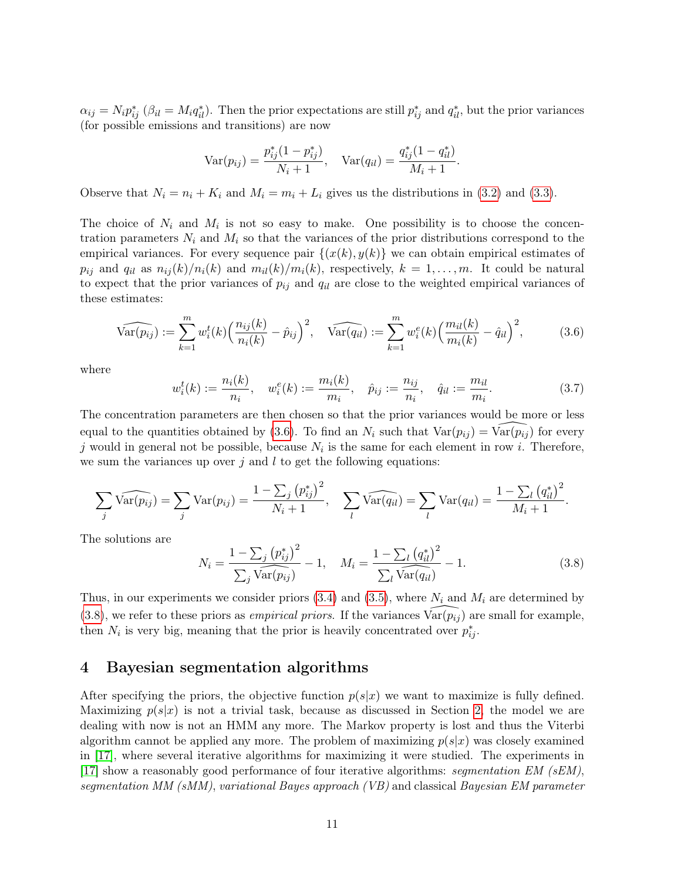$\alpha_{ij} = N_i p^*_{ij}$ ($\beta_{il} = M_i q^*_{il}$). Then the prior expectations are still $p^*_{ij}$ and $q^*_{il}$, but the prior variances (for possible emissions and transitions) are now

$$\mathrm{Var}(p_{ij}) = \frac{p^*_{ij}(1-p^*_{ij})}{N_i+1}, \quad \mathrm{Var}(q_{il}) = \frac{q^*_{ij}(1-q^*_{il})}{M_i+1}.$$

Observe that $N_i = n_i + K_i$ and $M_i = m_i + L_i$ gives us the distributions in (3.2) and (3.3).

The choice of $N_i$ and $M_i$ is not so easy to make. One possibility is to choose the concentration parameters $N_i$ and $M_i$ so that the variances of the prior distributions correspond to the empirical variances. For every sequence pair $\{(x(k), y(k)\}$ we can obtain empirical estimates of $p_{ij}$ and $q_{il}$ as $n_{ij}(k)/n_i(k)$ and $m_{il}(k)/m_i(k)$, respectively, $k = 1, \ldots, m$. It could be natural to expect that the prior variances of $p_{ij}$ and $q_{il}$ are close to the weighted empirical variances of these estimates:

$$\widehat{\mathrm{Var}(p_{ij})} := \sum_{k=1}^{m} w_i^t(k)\Big(\frac{n_{ij}(k)}{n_i(k)} - \hat{p}_{ij}\Big)^2, \quad \widehat{\mathrm{Var}(q_{il})} := \sum_{k=1}^{m} w_i^e(k)\Big(\frac{m_{il}(k)}{m_i(k)} - \hat{q}_{il}\Big)^2, \tag{3.6}$$

where

$$w_i^t(k) := \frac{n_i(k)}{n_i}, \quad w_i^e(k) := \frac{m_i(k)}{m_i}, \quad \hat{p}_{ij} := \frac{n_{ij}}{n_i}, \quad \hat{q}_{il} := \frac{m_{il}}{m_i}. \tag{3.7}$$

The concentration parameters are then chosen so that the prior variances would be more or less equal to the quantities obtained by (3.6). To find an $N_i$ such that $\mathrm{Var}(p_{ij}) = \widehat{\mathrm{Var}(p_{ij})}$ for every $j$ would in general not be possible, because $N_i$ is the same for each element in row $i$. Therefore, we sum the variances up over $j$ and $l$ to get the following equations:

$$\sum_j \widehat{\mathrm{Var}(p_{ij})} = \sum_j \mathrm{Var}(p_{ij}) = \frac{1 - \sum_j \big(p^*_{ij}\big)^2}{N_i + 1}, \quad \sum_l \widehat{\mathrm{Var}(q_{il})} = \sum_l \mathrm{Var}(q_{il}) = \frac{1 - \sum_l \big(q^*_{il}\big)^2}{M_i + 1}.$$

The solutions are

$$N_i = \frac{1 - \sum_j \big(p^*_{ij}\big)^2}{\sum_j \widehat{\mathrm{Var}(p_{ij})}} - 1, \quad M_i = \frac{1 - \sum_l \big(q^*_{il}\big)^2}{\sum_l \widehat{\mathrm{Var}(q_{il})}} - 1. \tag{3.8}$$

Thus, in our experiments we consider priors (3.4) and (3.5), where $N_i$ and $M_i$ are determined by (3.8), we refer to these priors as *empirical priors*. If the variances $\widehat{\mathrm{Var}(p_{ij})}$ are small for example, then $N_i$ is very big, meaning that the prior is heavily concentrated over $p^*_{ij}$.

# 4 Bayesian segmentation algorithms

After specifying the priors, the objective function $p(s|x)$ we want to maximize is fully defined. Maximizing $p(s|x)$ is not a trivial task, because as discussed in Section 2, the model we are dealing with now is not an HMM any more. The Markov property is lost and thus the Viterbi algorithm cannot be applied any more. The problem of maximizing $p(s|x)$ was closely examined in [17], where several iterative algorithms for maximizing it were studied. The experiments in [17] show a reasonably good performance of four iterative algorithms: *segmentation EM (sEM)*, *segmentation MM (sMM)*, *variational Bayes approach (VB)* and classical *Bayesian EM parameter*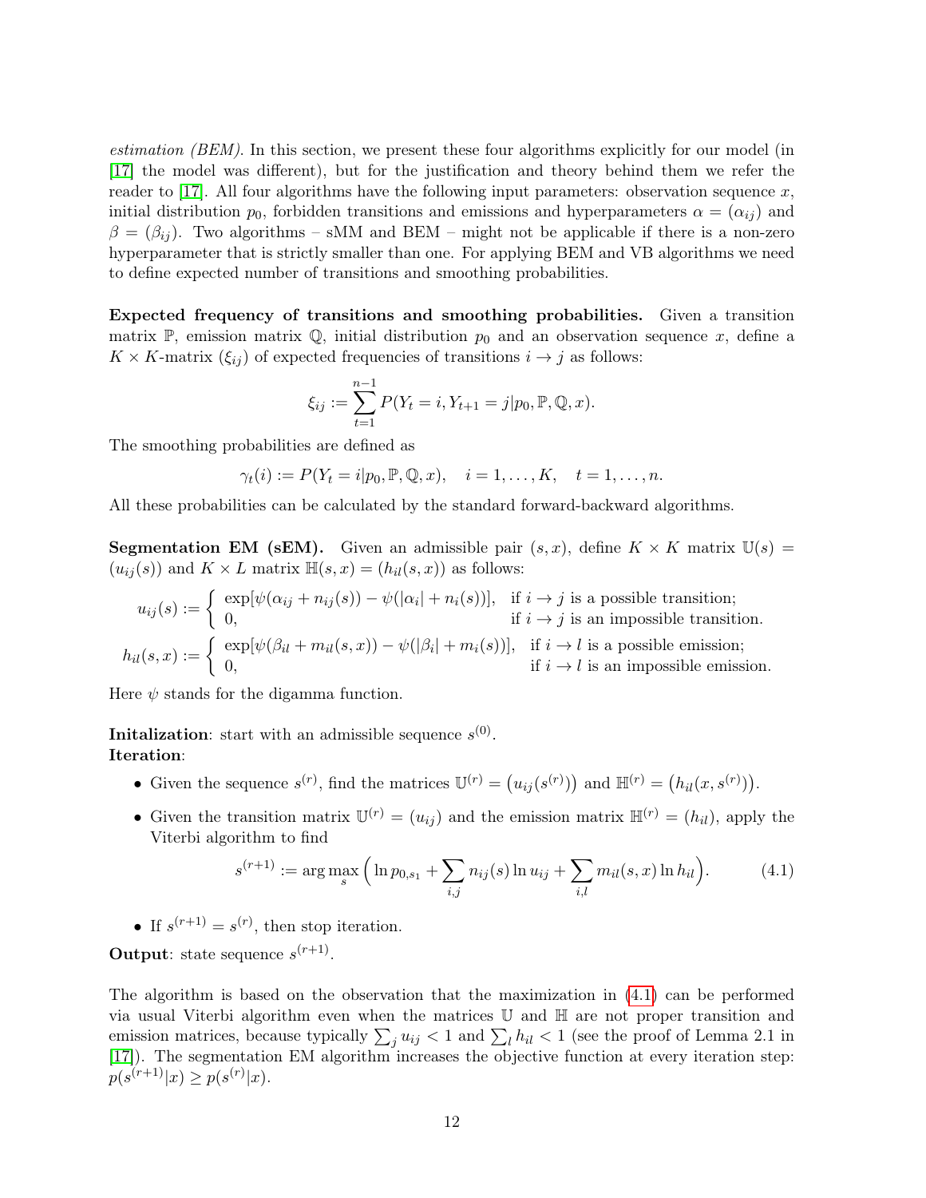*estimation (BEM)*. In this section, we present these four algorithms explicitly for our model (in [17] the model was different), but for the justification and theory behind them we refer the reader to [17]. All four algorithms have the following input parameters: observation sequence $x$, initial distribution $p_0$, forbidden transitions and emissions and hyperparameters $\alpha = (\alpha_{ij})$ and $\beta = (\beta_{ij})$. Two algorithms – sMM and BEM – might not be applicable if there is a non-zero hyperparameter that is strictly smaller than one. For applying BEM and VB algorithms we need to define expected number of transitions and smoothing probabilities.

**Expected frequency of transitions and smoothing probabilities.** Given a transition matrix $\mathbb{P}$, emission matrix $\mathbb{Q}$, initial distribution $p_0$ and an observation sequence $x$, define a $K \times K$-matrix $(\xi_{ij})$ of expected frequencies of transitions $i \to j$ as follows:

$$\xi_{ij} := \sum_{t=1}^{n-1} P(Y_t = i, Y_{t+1} = j | p_0, \mathbb{P}, \mathbb{Q}, x).$$

The smoothing probabilities are defined as

$$\gamma_t(i) := P(Y_t = i | p_0, \mathbb{P}, \mathbb{Q}, x), \quad i = 1, \ldots, K, \quad t = 1, \ldots, n.$$

All these probabilities can be calculated by the standard forward-backward algorithms.

**Segmentation EM (sEM).** Given an admissible pair $(s, x)$, define $K \times K$ matrix $\mathbb{U}(s) = (u_{ij}(s))$ and $K \times L$ matrix $\mathbb{H}(s, x) = (h_{il}(s, x))$ as follows:

$$u_{ij}(s) := \begin{cases} \exp[\psi(\alpha_{ij} + n_{ij}(s)) - \psi(|\alpha_i| + n_i(s))], & \text{if } i \to j \text{ is a possible transition;} \\ 0, & \text{if } i \to j \text{ is an impossible transition.} \end{cases}$$

$$h_{il}(s, x) := \begin{cases} \exp[\psi(\beta_{il} + m_{il}(s, x)) - \psi(|\beta_i| + m_i(s))], & \text{if } i \to l \text{ is a possible emission;} \\ 0, & \text{if } i \to l \text{ is an impossible emission.} \end{cases}$$

Here $\psi$ stands for the digamma function.

**Initalization**: start with an admissible sequence $s^{(0)}$.
**Iteration**:

- Given the sequence $s^{(r)}$, find the matrices $\mathbb{U}^{(r)} = \big(u_{ij}(s^{(r)})\big)$ and $\mathbb{H}^{(r)} = \big(h_{il}(x, s^{(r)})\big)$.
- Given the transition matrix $\mathbb{U}^{(r)} = (u_{ij})$ and the emission matrix $\mathbb{H}^{(r)} = (h_{il})$, apply the Viterbi algorithm to find

$$s^{(r+1)} := \arg\max_s \Big( \ln p_{0,s_1} + \sum_{i,j} n_{ij}(s) \ln u_{ij} + \sum_{i,l} m_{il}(s, x) \ln h_{il} \Big). \tag{4.1}$$

- If $s^{(r+1)} = s^{(r)}$, then stop iteration.

**Output**: state sequence $s^{(r+1)}$.

The algorithm is based on the observation that the maximization in (4.1) can be performed via usual Viterbi algorithm even when the matrices $\mathbb{U}$ and $\mathbb{H}$ are not proper transition and emission matrices, because typically $\sum_j u_{ij} < 1$ and $\sum_l h_{il} < 1$ (see the proof of Lemma 2.1 in [17]). The segmentation EM algorithm increases the objective function at every iteration step: $p(s^{(r+1)}|x) \geq p(s^{(r)}|x)$.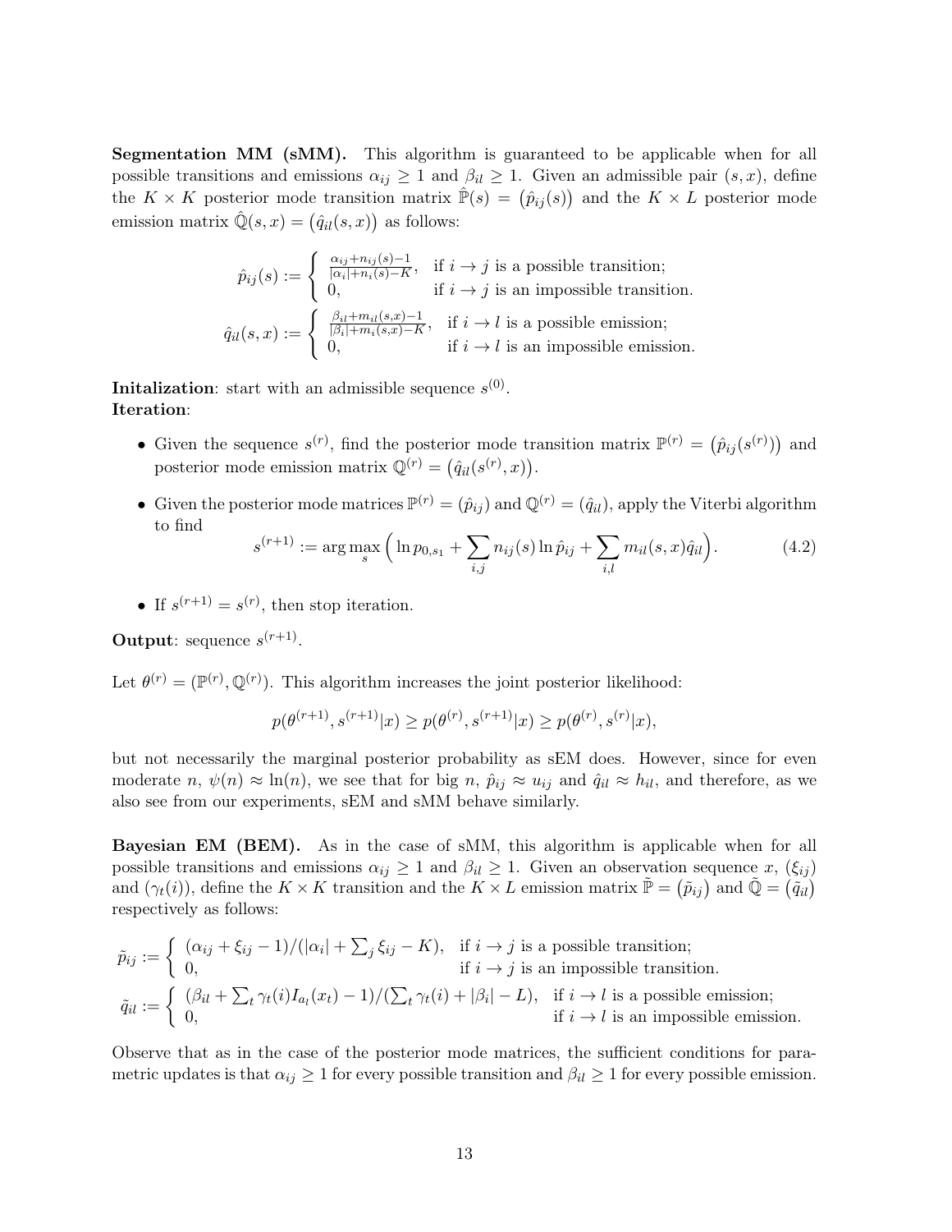**Segmentation MM (sMM).** This algorithm is guaranteed to be applicable when for all possible transitions and emissions $\alpha_{ij} \geq 1$ and $\beta_{il} \geq 1$. Given an admissible pair $(s, x)$, define the $K \times K$ posterior mode transition matrix $\hat{\mathbb{P}}(s) = \big(\hat{p}_{ij}(s)\big)$ and the $K \times L$ posterior mode emission matrix $\hat{\mathbb{Q}}(s, x) = \big(\hat{q}_{il}(s, x)\big)$ as follows:

$$\hat{p}_{ij}(s) := \begin{cases} \frac{\alpha_{ij}+n_{ij}(s)-1}{|\alpha_i|+n_i(s)-K}, & \text{if } i \to j \text{ is a possible transition;} \\ 0, & \text{if } i \to j \text{ is an impossible transition.} \end{cases}$$

$$\hat{q}_{il}(s, x) := \begin{cases} \frac{\beta_{il}+m_{il}(s,x)-1}{|\beta_i|+m_i(s,x)-K}, & \text{if } i \to l \text{ is a possible emission;} \\ 0, & \text{if } i \to l \text{ is an impossible emission.} \end{cases}$$

**Initalization**: start with an admissible sequence $s^{(0)}$.
**Iteration**:

- Given the sequence $s^{(r)}$, find the posterior mode transition matrix $\mathbb{P}^{(r)} = \big(\hat{p}_{ij}(s^{(r)})\big)$ and posterior mode emission matrix $\mathbb{Q}^{(r)} = \big(\hat{q}_{il}(s^{(r)}, x)\big)$.
- Given the posterior mode matrices $\mathbb{P}^{(r)} = (\hat{p}_{ij})$ and $\mathbb{Q}^{(r)} = (\hat{q}_{il})$, apply the Viterbi algorithm to find

$$s^{(r+1)} := \arg\max_s \Big( \ln p_{0,s_1} + \sum_{i,j} n_{ij}(s) \ln \hat{p}_{ij} + \sum_{i,l} m_{il}(s, x) \hat{q}_{il} \Big). \tag{4.2}$$

- If $s^{(r+1)} = s^{(r)}$, then stop iteration.

**Output**: sequence $s^{(r+1)}$.

Let $\theta^{(r)} = (\mathbb{P}^{(r)}, \mathbb{Q}^{(r)})$. This algorithm increases the joint posterior likelihood:

$$p(\theta^{(r+1)}, s^{(r+1)}|x) \geq p(\theta^{(r)}, s^{(r+1)}|x) \geq p(\theta^{(r)}, s^{(r)}|x),$$

but not necessarily the marginal posterior probability as sEM does. However, since for even moderate $n$, $\psi(n) \approx \ln(n)$, we see that for big $n$, $\hat{p}_{ij} \approx u_{ij}$ and $\hat{q}_{il} \approx h_{il}$, and therefore, as we also see from our experiments, sEM and sMM behave similarly.

**Bayesian EM (BEM).** As in the case of sMM, this algorithm is applicable when for all possible transitions and emissions $\alpha_{ij} \geq 1$ and $\beta_{il} \geq 1$. Given an observation sequence $x$, $(\xi_{ij})$ and $(\gamma_t(i))$, define the $K \times K$ transition and the $K \times L$ emission matrix $\tilde{\mathbb{P}} = \big(\tilde{p}_{ij}\big)$ and $\tilde{\mathbb{Q}} = \big(\tilde{q}_{il}\big)$ respectively as follows:

$$\tilde{p}_{ij} := \begin{cases} (\alpha_{ij} + \xi_{ij} - 1)/(|\alpha_i| + \sum_j \xi_{ij} - K), & \text{if } i \to j \text{ is a possible transition;} \\ 0, & \text{if } i \to j \text{ is an impossible transition.} \end{cases}$$

$$\tilde{q}_{il} := \begin{cases} (\beta_{il} + \sum_t \gamma_t(i) I_{a_l}(x_t) - 1)/(\sum_t \gamma_t(i) + |\beta_i| - L), & \text{if } i \to l \text{ is a possible emission;} \\ 0, & \text{if } i \to l \text{ is an impossible emission.} \end{cases}$$

Observe that as in the case of the posterior mode matrices, the sufficient conditions for parametric updates is that $\alpha_{ij} \geq 1$ for every possible transition and $\beta_{il} \geq 1$ for every possible emission.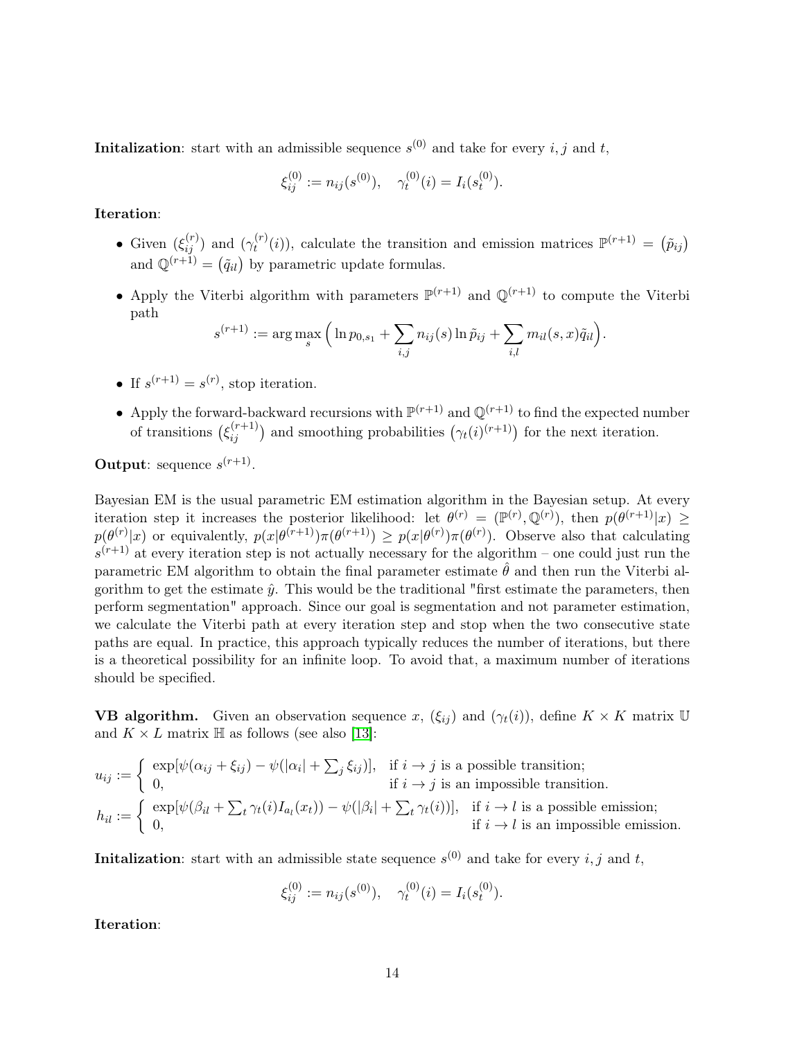**Initalization**: start with an admissible sequence $s^{(0)}$ and take for every $i, j$ and $t$,

$$\xi_{ij}^{(0)} := n_{ij}(s^{(0)}), \quad \gamma_t^{(0)}(i) = I_i(s_t^{(0)}).$$

**Iteration**:

- Given $(\xi_{ij}^{(r)})$ and $(\gamma_t^{(r)}(i))$, calculate the transition and emission matrices $\mathbb{P}^{(r+1)} = (\tilde{p}_{ij})$ and $\mathbb{Q}^{(r+1)} = (\tilde{q}_{il})$ by parametric update formulas.
- Apply the Viterbi algorithm with parameters $\mathbb{P}^{(r+1)}$ and $\mathbb{Q}^{(r+1)}$ to compute the Viterbi path
$$s^{(r+1)} := \arg\max_s \Big( \ln p_{0,s_1} + \sum_{i,j} n_{ij}(s) \ln \tilde{p}_{ij} + \sum_{i,l} m_{il}(s,x)\tilde{q}_{il} \Big).$$
- If $s^{(r+1)} = s^{(r)}$, stop iteration.
- Apply the forward-backward recursions with $\mathbb{P}^{(r+1)}$ and $\mathbb{Q}^{(r+1)}$ to find the expected number of transitions $(\xi_{ij}^{(r+1)})$ and smoothing probabilities $(\gamma_t(i)^{(r+1)})$ for the next iteration.

**Output**: sequence $s^{(r+1)}$.

Bayesian EM is the usual parametric EM estimation algorithm in the Bayesian setup. At every iteration step it increases the posterior likelihood: let $\theta^{(r)} = (\mathbb{P}^{(r)}, \mathbb{Q}^{(r)})$, then $p(\theta^{(r+1)}|x) \geq p(\theta^{(r)}|x)$ or equivalently, $p(x|\theta^{(r+1)})\pi(\theta^{(r+1)}) \geq p(x|\theta^{(r)})\pi(\theta^{(r)})$. Observe also that calculating $s^{(r+1)}$ at every iteration step is not actually necessary for the algorithm – one could just run the parametric EM algorithm to obtain the final parameter estimate $\hat{\theta}$ and then run the Viterbi algorithm to get the estimate $\hat{y}$. This would be the traditional "first estimate the parameters, then perform segmentation" approach. Since our goal is segmentation and not parameter estimation, we calculate the Viterbi path at every iteration step and stop when the two consecutive state paths are equal. In practice, this approach typically reduces the number of iterations, but there is a theoretical possibility for an infinite loop. To avoid that, a maximum number of iterations should be specified.

**VB algorithm.** Given an observation sequence $x$, $(\xi_{ij})$ and $(\gamma_t(i))$, define $K \times K$ matrix $\mathbb{U}$ and $K \times L$ matrix $\mathbb{H}$ as follows (see also [13]:

$$u_{ij} := \begin{cases} \exp[\psi(\alpha_{ij} + \xi_{ij}) - \psi(|\alpha_i| + \sum_j \xi_{ij})], & \text{if } i \to j \text{ is a possible transition;} \\ 0, & \text{if } i \to j \text{ is an impossible transition.} \end{cases}$$

$$h_{il} := \begin{cases} \exp[\psi(\beta_{il} + \sum_t \gamma_t(i) I_{a_l}(x_t)) - \psi(|\beta_i| + \sum_t \gamma_t(i))], & \text{if } i \to l \text{ is a possible emission;} \\ 0, & \text{if } i \to l \text{ is an impossible emission.} \end{cases}$$

**Initalization**: start with an admissible state sequence $s^{(0)}$ and take for every $i, j$ and $t$,

$$\xi_{ij}^{(0)} := n_{ij}(s^{(0)}), \quad \gamma_t^{(0)}(i) = I_i(s_t^{(0)}).$$

**Iteration**: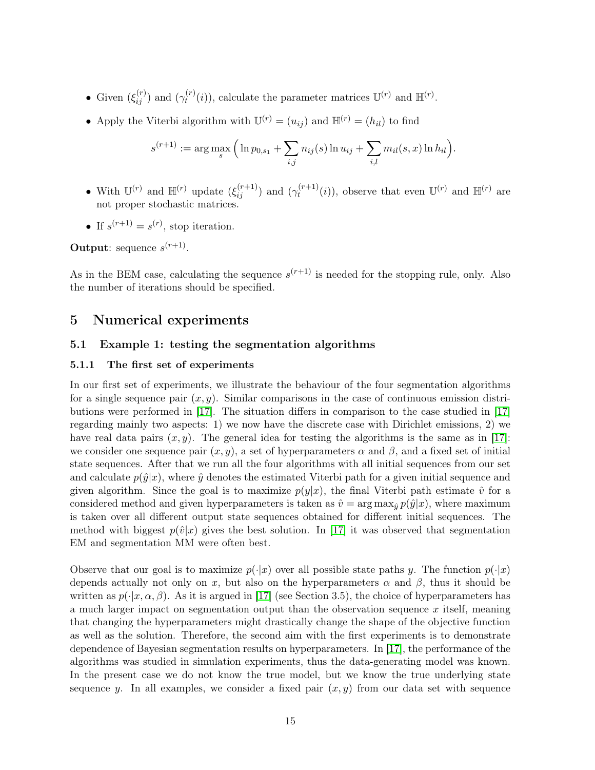- Given $(\xi_{ij}^{(r)})$ and $(\gamma_t^{(r)}(i))$, calculate the parameter matrices $\mathbb{U}^{(r)}$ and $\mathbb{H}^{(r)}$.
- Apply the Viterbi algorithm with $\mathbb{U}^{(r)} = (u_{ij})$ and $\mathbb{H}^{(r)} = (h_{il})$ to find

$$s^{(r+1)} := \arg\max_s \Big( \ln p_{0,s_1} + \sum_{i,j} n_{ij}(s) \ln u_{ij} + \sum_{i,l} m_{il}(s,x) \ln h_{il} \Big).$$

- With $\mathbb{U}^{(r)}$ and $\mathbb{H}^{(r)}$ update $(\xi_{ij}^{(r+1)})$ and $(\gamma_t^{(r+1)}(i))$, observe that even $\mathbb{U}^{(r)}$ and $\mathbb{H}^{(r)}$ are not proper stochastic matrices.
- If $s^{(r+1)} = s^{(r)}$, stop iteration.

**Output**: sequence $s^{(r+1)}$.

As in the BEM case, calculating the sequence $s^{(r+1)}$ is needed for the stopping rule, only. Also the number of iterations should be specified.

# 5 Numerical experiments

## 5.1 Example 1: testing the segmentation algorithms

### 5.1.1 The first set of experiments

In our first set of experiments, we illustrate the behaviour of the four segmentation algorithms for a single sequence pair $(x, y)$. Similar comparisons in the case of continuous emission distributions were performed in [17]. The situation differs in comparison to the case studied in [17] regarding mainly two aspects: 1) we now have the discrete case with Dirichlet emissions, 2) we have real data pairs $(x, y)$. The general idea for testing the algorithms is the same as in [17]: we consider one sequence pair $(x, y)$, a set of hyperparameters $\alpha$ and $\beta$, and a fixed set of initial state sequences. After that we run all the four algorithms with all initial sequences from our set and calculate $p(\hat{y}|x)$, where $\hat{y}$ denotes the estimated Viterbi path for a given initial sequence and given algorithm. Since the goal is to maximize $p(y|x)$, the final Viterbi path estimate $\hat{v}$ for a considered method and given hyperparameters is taken as $\hat{v} = \arg\max_{\hat{y}} p(\hat{y}|x)$, where maximum is taken over all different output state sequences obtained for different initial sequences. The method with biggest $p(\hat{v}|x)$ gives the best solution. In [17] it was observed that segmentation EM and segmentation MM were often best.

Observe that our goal is to maximize $p(\cdot|x)$ over all possible state paths $y$. The function $p(\cdot|x)$ depends actually not only on $x$, but also on the hyperparameters $\alpha$ and $\beta$, thus it should be written as $p(\cdot|x, \alpha, \beta)$. As it is argued in [17] (see Section 3.5), the choice of hyperparameters has a much larger impact on segmentation output than the observation sequence $x$ itself, meaning that changing the hyperparameters might drastically change the shape of the objective function as well as the solution. Therefore, the second aim with the first experiments is to demonstrate dependence of Bayesian segmentation results on hyperparameters. In [17], the performance of the algorithms was studied in simulation experiments, thus the data-generating model was known. In the present case we do not know the true model, but we know the true underlying state sequence $y$. In all examples, we consider a fixed pair $(x, y)$ from our data set with sequence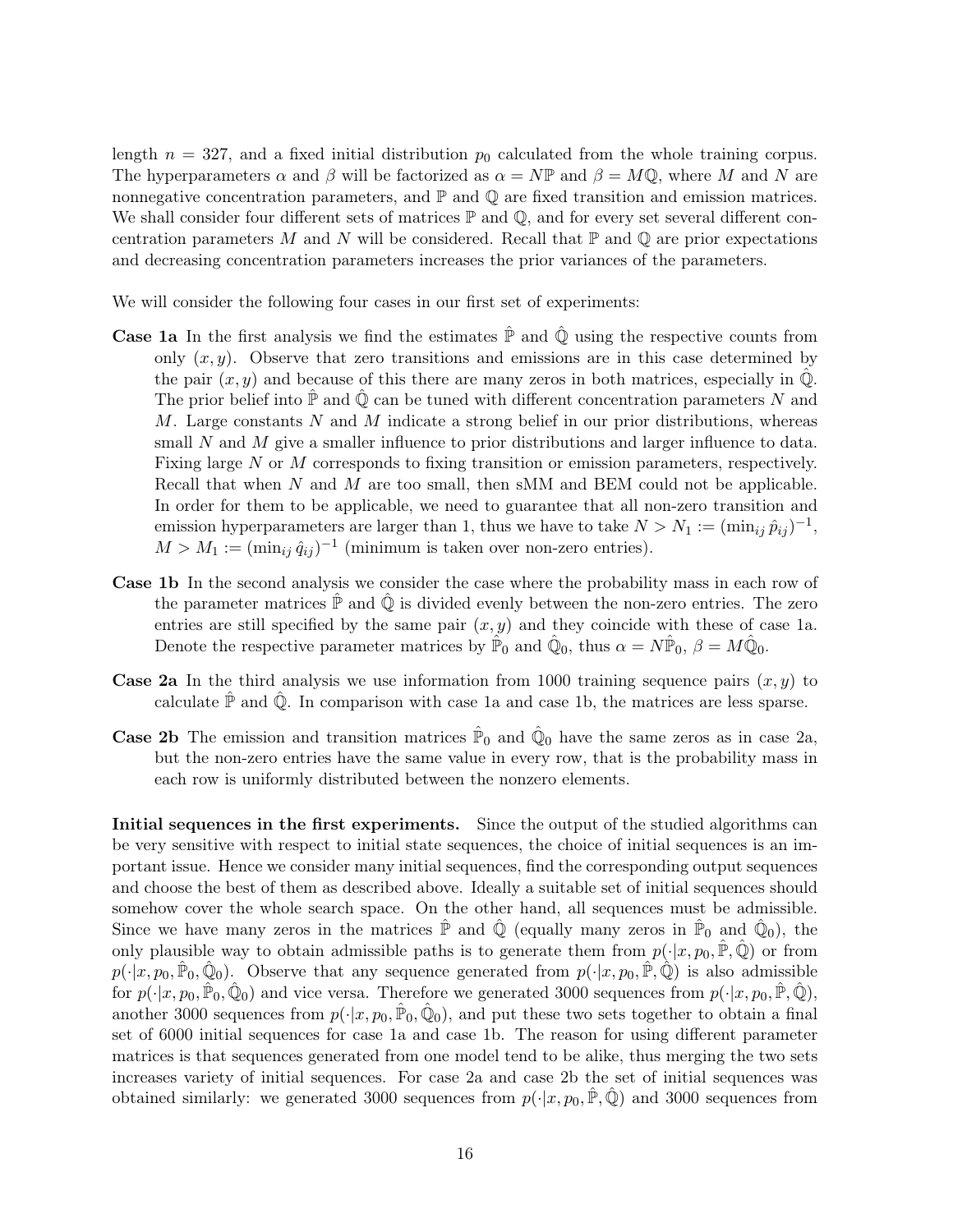length $n = 327$, and a fixed initial distribution $p_0$ calculated from the whole training corpus. The hyperparameters $\alpha$ and $\beta$ will be factorized as $\alpha = N\mathbb{P}$ and $\beta = M\mathbb{Q}$, where $M$ and $N$ are nonnegative concentration parameters, and $\mathbb{P}$ and $\mathbb{Q}$ are fixed transition and emission matrices. We shall consider four different sets of matrices $\mathbb{P}$ and $\mathbb{Q}$, and for every set several different concentration parameters $M$ and $N$ will be considered. Recall that $\mathbb{P}$ and $\mathbb{Q}$ are prior expectations and decreasing concentration parameters increases the prior variances of the parameters.

We will consider the following four cases in our first set of experiments:

**Case 1a** In the first analysis we find the estimates $\hat{\mathbb{P}}$ and $\hat{\mathbb{Q}}$ using the respective counts from only $(x, y)$. Observe that zero transitions and emissions are in this case determined by the pair $(x, y)$ and because of this there are many zeros in both matrices, especially in $\hat{\mathbb{Q}}$. The prior belief into $\hat{\mathbb{P}}$ and $\hat{\mathbb{Q}}$ can be tuned with different concentration parameters $N$ and $M$. Large constants $N$ and $M$ indicate a strong belief in our prior distributions, whereas small $N$ and $M$ give a smaller influence to prior distributions and larger influence to data. Fixing large $N$ or $M$ corresponds to fixing transition or emission parameters, respectively. Recall that when $N$ and $M$ are too small, then sMM and BEM could not be applicable. In order for them to be applicable, we need to guarantee that all non-zero transition and emission hyperparameters are larger than 1, thus we have to take $N > N_1 := (\min_{ij} \hat{p}_{ij})^{-1}$, $M > M_1 := (\min_{ij} \hat{q}_{ij})^{-1}$ (minimum is taken over non-zero entries).

**Case 1b** In the second analysis we consider the case where the probability mass in each row of the parameter matrices $\hat{\mathbb{P}}$ and $\hat{\mathbb{Q}}$ is divided evenly between the non-zero entries. The zero entries are still specified by the same pair $(x, y)$ and they coincide with these of case 1a. Denote the respective parameter matrices by $\hat{\mathbb{P}}_0$ and $\hat{\mathbb{Q}}_0$, thus $\alpha = N\hat{\mathbb{P}}_0$, $\beta = M\hat{\mathbb{Q}}_0$.

**Case 2a** In the third analysis we use information from 1000 training sequence pairs $(x, y)$ to calculate $\hat{\mathbb{P}}$ and $\hat{\mathbb{Q}}$. In comparison with case 1a and case 1b, the matrices are less sparse.

**Case 2b** The emission and transition matrices $\hat{\mathbb{P}}_0$ and $\hat{\mathbb{Q}}_0$ have the same zeros as in case 2a, but the non-zero entries have the same value in every row, that is the probability mass in each row is uniformly distributed between the nonzero elements.

**Initial sequences in the first experiments.** Since the output of the studied algorithms can be very sensitive with respect to initial state sequences, the choice of initial sequences is an important issue. Hence we consider many initial sequences, find the corresponding output sequences and choose the best of them as described above. Ideally a suitable set of initial sequences should somehow cover the whole search space. On the other hand, all sequences must be admissible. Since we have many zeros in the matrices $\hat{\mathbb{P}}$ and $\hat{\mathbb{Q}}$ (equally many zeros in $\hat{\mathbb{P}}_0$ and $\hat{\mathbb{Q}}_0$), the only plausible way to obtain admissible paths is to generate them from $p(\cdot|x, p_0, \hat{\mathbb{P}}, \hat{\mathbb{Q}})$ or from $p(\cdot|x, p_0, \hat{\mathbb{P}}_0, \hat{\mathbb{Q}}_0)$. Observe that any sequence generated from $p(\cdot|x, p_0, \hat{\mathbb{P}}, \hat{\mathbb{Q}})$ is also admissible for $p(\cdot|x, p_0, \hat{\mathbb{P}}_0, \hat{\mathbb{Q}}_0)$ and vice versa. Therefore we generated 3000 sequences from $p(\cdot|x, p_0, \hat{\mathbb{P}}, \hat{\mathbb{Q}})$, another 3000 sequences from $p(\cdot|x, p_0, \hat{\mathbb{P}}_0, \hat{\mathbb{Q}}_0)$, and put these two sets together to obtain a final set of 6000 initial sequences for case 1a and case 1b. The reason for using different parameter matrices is that sequences generated from one model tend to be alike, thus merging the two sets increases variety of initial sequences. For case 2a and case 2b the set of initial sequences was obtained similarly: we generated 3000 sequences from $p(\cdot|x, p_0, \hat{\mathbb{P}}, \hat{\mathbb{Q}})$ and 3000 sequences from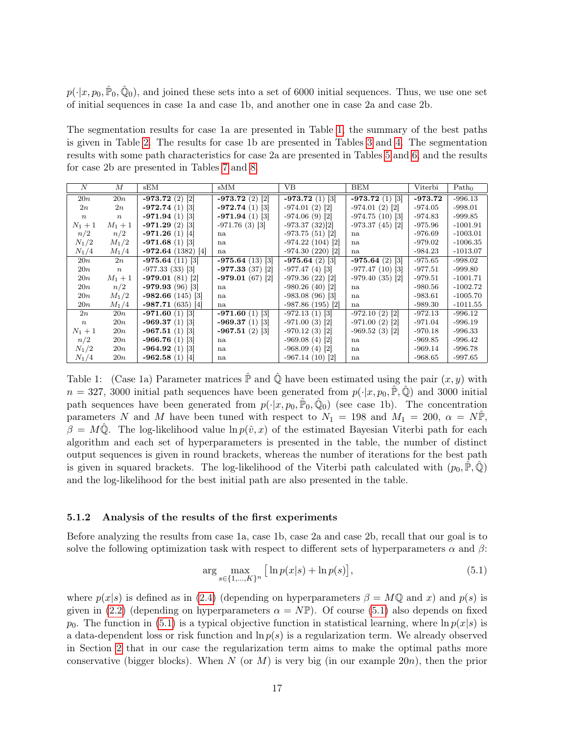$p(\cdot|x, p_0, \hat{\mathbb{P}}_0, \hat{\mathbb{Q}}_0)$, and joined these sets into a set of 6000 initial sequences. Thus, we use one set of initial sequences in case 1a and case 1b, and another one in case 2a and case 2b.

The segmentation results for case 1a are presented in Table 1, the summary of the best paths is given in Table 2. The results for case 1b are presented in Tables 3 and 4. The segmentation results with some path characteristics for case 2a are presented in Tables 5 and 6, and the results for case 2b are presented in Tables 7 and 8.

| $N$ | $M$ | sEM | sMM | VB | BEM | Viterbi | Path$_0$ |
|---|---|---|---|---|---|---|---|
| $20n$ | $20n$ | **-973.72** (2) [2] | **-973.72** (2) [2] | **-973.72** (1) [3] | **-973.72** (1) [3] | **-973.72** | -996.13 |
| $2n$ | $2n$ | **-972.74** (1) [3] | **-972.74** (1) [3] | -974.01 (2) [2] | -974.01 (2) [2] | -974.05 | -998.01 |
| $n$ | $n$ | **-971.94** (1) [3] | **-971.94** (1) [3] | -974.06 (9) [2] | -974.75 (10) [3] | -974.83 | -999.85 |
| $N_1+1$ | $M_1+1$ | **-971.29** (2) [3] | -971.76 (3) [3] | -973.37 (32)[2] | -973.37 (45) [2] | -975.96 | -1001.91 |
| $n/2$ | $n/2$ | **-971.26** (1) [4] | na | -973.75 (51) [2] | na | -976.69 | -1003.01 |
| $N_1/2$ | $M_1/2$ | **-971.68** (1) [3] | na | -974.22 (104) [2] | na | -979.02 | -1006.35 |
| $N_1/4$ | $M_1/4$ | **-972.64** (1382) [4] | na | -974.30 (220) [2] | na | -984.23 | -1013.07 |
| $20n$ | $2n$ | **-975.64** (11) [3] | **-975.64** (13) [3] | **-975.64** (2) [3] | **-975.64** (2) [3] | -975.65 | -998.02 |
| $20n$ | $n$ | -977.33 (33) [3] | **-977.33** (37) [2] | -977.47 (4) [3] | -977.47 (10) [3] | -977.51 | -999.80 |
| $20n$ | $M_1+1$ | **-979.01** (81) [2] | **-979.01** (67) [2] | -979.36 (22) [2] | -979.40 (35) [2] | -979.51 | -1001.71 |
| $20n$ | $n/2$ | **-979.93** (96) [3] | na | -980.26 (40) [2] | na | -980.56 | -1002.72 |
| $20n$ | $M_1/2$ | **-982.66** (145) [3] | na | -983.08 (96) [3] | na | -983.61 | -1005.70 |
| $20n$ | $M_1/4$ | **-987.71** (635) [4] | na | -987.86 (195) [2] | na | -989.30 | -1011.55 |
| $2n$ | $20n$ | **-971.60** (1) [3] | **-971.60** (1) [3] | -972.13 (1) [3] | -972.10 (2) [2] | -972.13 | -996.12 |
| $n$ | $20n$ | **-969.37** (1) [3] | **-969.37** (1) [3] | -971.00 (3) [2] | -971.00 (2) [2] | -971.04 | -996.19 |
| $N_1+1$ | $20n$ | **-967.51** (1) [3] | **-967.51** (2) [3] | -970.12 (3) [2] | -969.52 (3) [2] | -970.18 | -996.33 |
| $n/2$ | $20n$ | **-966.76** (1) [3] | na | -969.08 (4) [2] | na | -969.85 | -996.42 |
| $N_1/2$ | $20n$ | **-964.92** (1) [3] | na | -968.09 (4) [2] | na | -969.14 | -996.78 |
| $N_1/4$ | $20n$ | **-962.58** (1) [4] | na | -967.14 (10) [2] | na | -968.65 | -997.65 |

Table 1: (Case 1a) Parameter matrices $\hat{\mathbb{P}}$ and $\hat{\mathbb{Q}}$ have been estimated using the pair $(x, y)$ with $n = 327$, 3000 initial path sequences have been generated from $p(\cdot|x, p_0, \hat{\mathbb{P}}, \hat{\mathbb{Q}})$ and 3000 initial path sequences have been generated from $p(\cdot|x, p_0, \hat{\mathbb{P}}_0, \hat{\mathbb{Q}}_0)$ (see case 1b). The concentration parameters $N$ and $M$ have been tuned with respect to $N_1 = 198$ and $M_1 = 200$, $\alpha = N\hat{\mathbb{P}}$, $\beta = M\hat{\mathbb{Q}}$. The log-likelihood value $\ln p(\hat{v}, x)$ of the estimated Bayesian Viterbi path for each algorithm and each set of hyperparameters is presented in the table, the number of distinct output sequences is given in round brackets, whereas the number of iterations for the best path is given in squared brackets. The log-likelihood of the Viterbi path calculated with $(p_0, \hat{\mathbb{P}}, \hat{\mathbb{Q}})$ and the log-likelihood for the best initial path are also presented in the table.

### 5.1.2 Analysis of the results of the first experiments

Before analyzing the results from case 1a, case 1b, case 2a and case 2b, recall that our goal is to solve the following optimization task with respect to different sets of hyperparameters $\alpha$ and $\beta$:

$$\arg \max_{s \in \{1,\dots,K\}^n} \big[ \ln p(x|s) + \ln p(s) \big], \tag{5.1}$$

where $p(x|s)$ is defined as in (2.4) (depending on hyperparameters $\beta = M\mathbb{Q}$ and $x$) and $p(s)$ is given in (2.2) (depending on hyperparameters $\alpha = N\mathbb{P}$). Of course (5.1) also depends on fixed $p_0$. The function in (5.1) is a typical objective function in statistical learning, where $\ln p(x|s)$ is a data-dependent loss or risk function and $\ln p(s)$ is a regularization term. We already observed in Section 2 that in our case the regularization term aims to make the optimal paths more conservative (bigger blocks). When $N$ (or $M$) is very big (in our example $20n$), then the prior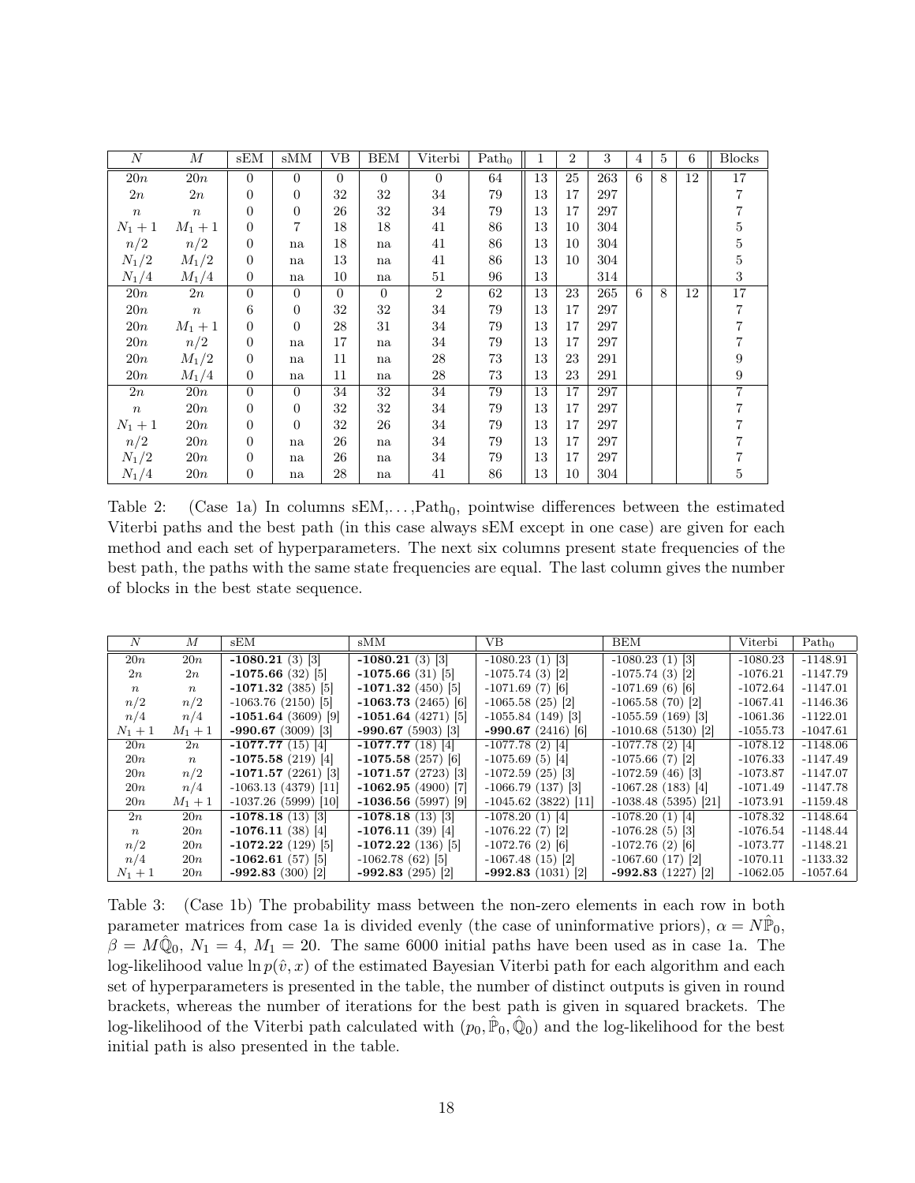| $N$ | $M$ | sEM | sMM | VB | BEM | Viterbi | $\text{Path}_0$ | 1 | 2 | 3 | 4 | 5 | 6 | Blocks |
|---|---|---|---|---|---|---|---|---|---|---|---|---|---|---|
| $20n$ | $20n$ | 0 | 0 | 0 | 0 | 0 | 64 | 13 | 25 | 263 | 6 | 8 | 12 | 17 |
| $2n$ | $2n$ | 0 | 0 | 32 | 32 | 34 | 79 | 13 | 17 | 297 | | | | 7 |
| $n$ | $n$ | 0 | 0 | 26 | 32 | 34 | 79 | 13 | 17 | 297 | | | | 7 |
| $N_1+1$ | $M_1+1$ | 0 | 7 | 18 | 18 | 41 | 86 | 13 | 10 | 304 | | | | 5 |
| $n/2$ | $n/2$ | 0 | na | 18 | na | 41 | 86 | 13 | 10 | 304 | | | | 5 |
| $N_1/2$ | $M_1/2$ | 0 | na | 13 | na | 41 | 86 | 13 | 10 | 304 | | | | 5 |
| $N_1/4$ | $M_1/4$ | 0 | na | 10 | na | 51 | 96 | 13 | | 314 | | | | 3 |
| $20n$ | $2n$ | 0 | 0 | 0 | 0 | 2 | 62 | 13 | 23 | 265 | 6 | 8 | 12 | 17 |
| $20n$ | $n$ | 6 | 0 | 32 | 32 | 34 | 79 | 13 | 17 | 297 | | | | 7 |
| $20n$ | $M_1+1$ | 0 | 0 | 28 | 31 | 34 | 79 | 13 | 17 | 297 | | | | 7 |
| $20n$ | $n/2$ | 0 | na | 17 | na | 34 | 79 | 13 | 17 | 297 | | | | 7 |
| $20n$ | $M_1/2$ | 0 | na | 11 | na | 28 | 73 | 13 | 23 | 291 | | | | 9 |
| $20n$ | $M_1/4$ | 0 | na | 11 | na | 28 | 73 | 13 | 23 | 291 | | | | 9 |
| $2n$ | $20n$ | 0 | 0 | 34 | 32 | 34 | 79 | 13 | 17 | 297 | | | | 7 |
| $n$ | $20n$ | 0 | 0 | 32 | 32 | 34 | 79 | 13 | 17 | 297 | | | | 7 |
| $N_1+1$ | $20n$ | 0 | 0 | 32 | 26 | 34 | 79 | 13 | 17 | 297 | | | | 7 |
| $n/2$ | $20n$ | 0 | na | 26 | na | 34 | 79 | 13 | 17 | 297 | | | | 7 |
| $N_1/2$ | $20n$ | 0 | na | 26 | na | 34 | 79 | 13 | 17 | 297 | | | | 7 |
| $N_1/4$ | $20n$ | 0 | na | 28 | na | 41 | 86 | 13 | 10 | 304 | | | | 5 |

Table 2: (Case 1a) In columns sEM,...,$\text{Path}_0$, pointwise differences between the estimated Viterbi paths and the best path (in this case always sEM except in one case) are given for each method and each set of hyperparameters. The next six columns present state frequencies of the best path, the paths with the same state frequencies are equal. The last column gives the number of blocks in the best state sequence.

| $N$ | $M$ | sEM | sMM | VB | BEM | Viterbi | $\text{Path}_0$ |
|---|---|---|---|---|---|---|---|
| $20n$ | $20n$ | **-1080.21** (3) [3] | **-1080.21** (3) [3] | -1080.23 (1) [3] | -1080.23 (1) [3] | -1080.23 | -1148.91 |
| $2n$ | $2n$ | **-1075.66** (32) [5] | **-1075.66** (31) [5] | -1075.74 (3) [2] | -1075.74 (3) [2] | -1076.21 | -1147.79 |
| $n$ | $n$ | **-1071.32** (385) [5] | **-1071.32** (450) [5] | -1071.69 (7) [6] | -1071.69 (6) [6] | -1072.64 | -1147.01 |
| $n/2$ | $n/2$ | -1063.76 (2150) [5] | **-1063.73** (2465) [6] | -1065.58 (25) [2] | -1065.58 (70) [2] | -1067.41 | -1146.36 |
| $n/4$ | $n/4$ | **-1051.64** (3609) [9] | **-1051.64** (4271) [5] | -1055.84 (149) [3] | -1055.59 (169) [3] | -1061.36 | -1122.01 |
| $N_1+1$ | $M_1+1$ | **-990.67** (3009) [3] | **-990.67** (5903) [3] | **-990.67** (2416) [6] | -1010.68 (5130) [2] | -1055.73 | -1047.61 |
| $20n$ | $2n$ | **-1077.77** (15) [4] | **-1077.77** (18) [4] | -1077.78 (2) [4] | -1077.78 (2) [4] | -1078.12 | -1148.06 |
| $20n$ | $n$ | **-1075.58** (219) [4] | **-1075.58** (257) [6] | -1075.69 (5) [4] | -1075.66 (7) [2] | -1076.33 | -1147.49 |
| $20n$ | $n/2$ | **-1071.57** (2261) [3] | **-1071.57** (2723) [3] | -1072.59 (25) [3] | -1072.59 (46) [3] | -1073.87 | -1147.07 |
| $20n$ | $n/4$ | -1063.13 (4379) [11] | **-1062.95** (4900) [7] | -1066.79 (137) [3] | -1067.28 (183) [4] | -1071.49 | -1147.78 |
| $20n$ | $M_1+1$ | -1037.26 (5999) [10] | **-1036.56** (5997) [9] | -1045.62 (3822) [11] | -1038.48 (5395) [21] | -1073.91 | -1159.48 |
| $2n$ | $20n$ | **-1078.18** (13) [3] | **-1078.18** (13) [3] | -1078.20 (1) [4] | -1078.20 (1) [4] | -1078.32 | -1148.64 |
| $n$ | $20n$ | **-1076.11** (38) [4] | **-1076.11** (39) [4] | -1076.22 (7) [2] | -1076.28 (5) [3] | -1076.54 | -1148.44 |
| $n/2$ | $20n$ | **-1072.22** (129) [5] | **-1072.22** (136) [5] | -1072.76 (2) [6] | -1072.76 (2) [6] | -1073.77 | -1148.21 |
| $n/4$ | $20n$ | **-1062.61** (57) [5] | -1062.78 (62) [5] | -1067.48 (15) [2] | -1067.60 (17) [2] | -1070.11 | -1133.32 |
| $N_1+1$ | $20n$ | **-992.83** (300) [2] | **-992.83** (295) [2] | **-992.83** (1031) [2] | **-992.83** (1227) [2] | -1062.05 | -1057.64 |

Table 3: (Case 1b) The probability mass between the non-zero elements in each row in both parameter matrices from case 1a is divided evenly (the case of uninformative priors), $\alpha = N\hat{\mathbb{P}}_0$, $\beta = M\hat{\mathbb{Q}}_0$, $N_1 = 4$, $M_1 = 20$. The same 6000 initial paths have been used as in case 1a. The log-likelihood value $\ln p(\hat{v}, x)$ of the estimated Bayesian Viterbi path for each algorithm and each set of hyperparameters is presented in the table, the number of distinct outputs is given in round brackets, whereas the number of iterations for the best path is given in squared brackets. The log-likelihood of the Viterbi path calculated with $(p_0, \hat{\mathbb{P}}_0, \hat{\mathbb{Q}}_0)$ and the log-likelihood for the best initial path is also presented in the table.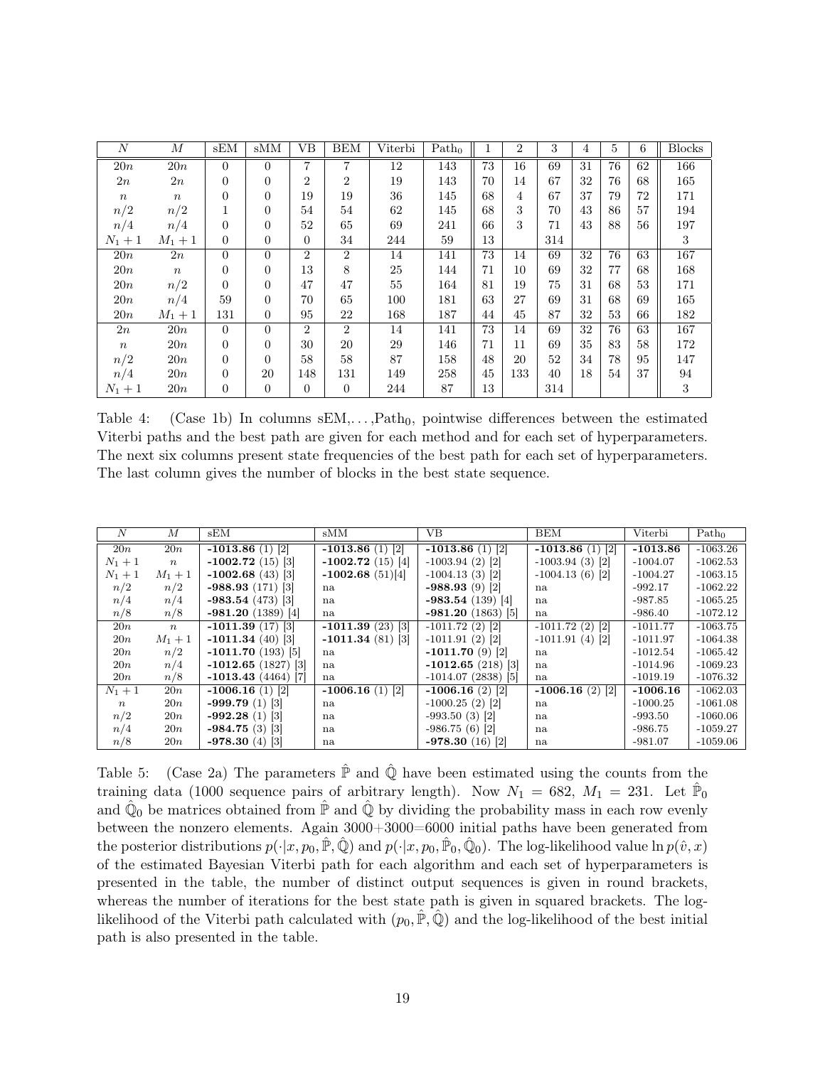| $N$ | $M$ | sEM | sMM | VB | BEM | Viterbi | Path$_0$ | 1 | 2 | 3 | 4 | 5 | 6 | Blocks |
|---|---|---|---|---|---|---|---|---|---|---|---|---|---|---|
| $20n$ | $20n$ | 0 | 0 | 7 | 7 | 12 | 143 | 73 | 16 | 69 | 31 | 76 | 62 | 166 |
| $2n$ | $2n$ | 0 | 0 | 2 | 2 | 19 | 143 | 70 | 14 | 67 | 32 | 76 | 68 | 165 |
| $n$ | $n$ | 0 | 0 | 19 | 19 | 36 | 145 | 68 | 4 | 67 | 37 | 79 | 72 | 171 |
| $n/2$ | $n/2$ | 1 | 0 | 54 | 54 | 62 | 145 | 68 | 3 | 70 | 43 | 86 | 57 | 194 |
| $n/4$ | $n/4$ | 0 | 0 | 52 | 65 | 69 | 241 | 66 | 3 | 71 | 43 | 88 | 56 | 197 |
| $N_1+1$ | $M_1+1$ | 0 | 0 | 0 | 34 | 244 | 59 | 13 | | 314 | | | | 3 |
| $20n$ | $2n$ | 0 | 0 | 2 | 2 | 14 | 141 | 73 | 14 | 69 | 32 | 76 | 63 | 167 |
| $20n$ | $n$ | 0 | 0 | 13 | 8 | 25 | 144 | 71 | 10 | 69 | 32 | 77 | 68 | 168 |
| $20n$ | $n/2$ | 0 | 0 | 47 | 47 | 55 | 164 | 81 | 19 | 75 | 31 | 68 | 53 | 171 |
| $20n$ | $n/4$ | 59 | 0 | 70 | 65 | 100 | 181 | 63 | 27 | 69 | 31 | 68 | 69 | 165 |
| $20n$ | $M_1+1$ | 131 | 0 | 95 | 22 | 168 | 187 | 44 | 45 | 87 | 32 | 53 | 66 | 182 |
| $2n$ | $20n$ | 0 | 0 | 2 | 2 | 14 | 141 | 73 | 14 | 69 | 32 | 76 | 63 | 167 |
| $n$ | $20n$ | 0 | 0 | 30 | 20 | 29 | 146 | 71 | 11 | 69 | 35 | 83 | 58 | 172 |
| $n/2$ | $20n$ | 0 | 0 | 58 | 58 | 87 | 158 | 48 | 20 | 52 | 34 | 78 | 95 | 147 |
| $n/4$ | $20n$ | 0 | 20 | 148 | 131 | 149 | 258 | 45 | 133 | 40 | 18 | 54 | 37 | 94 |
| $N_1+1$ | $20n$ | 0 | 0 | 0 | 0 | 244 | 87 | 13 | | 314 | | | | 3 |

Table 4: (Case 1b) In columns sEM,...,Path$_0$, pointwise differences between the estimated Viterbi paths and the best path are given for each method and for each set of hyperparameters. The next six columns present state frequencies of the best path for each set of hyperparameters. The last column gives the number of blocks in the best state sequence.

| $N$ | $M$ | sEM | sMM | VB | BEM | Viterbi | Path$_0$ |
|---|---|---|---|---|---|---|---|
| $20n$ | $20n$ | **-1013.86** (1) [2] | **-1013.86** (1) [2] | **-1013.86** (1) [2] | **-1013.86** (1) [2] | **-1013.86** | -1063.26 |
| $N_1+1$ | $n$ | **-1002.72** (15) [3] | **-1002.72** (15) [4] | -1003.94 (2) [2] | -1003.94 (3) [2] | -1004.07 | -1062.53 |
| $N_1+1$ | $M_1+1$ | **-1002.68** (43) [3] | **-1002.68** (51)[4] | -1004.13 (3) [2] | -1004.13 (6) [2] | -1004.27 | -1063.15 |
| $n/2$ | $n/2$ | **-988.93** (171) [3] | na | **-988.93** (9) [2] | na | -992.17 | -1062.22 |
| $n/4$ | $n/4$ | **-983.54** (473) [3] | na | **-983.54** (139) [4] | na | -987.85 | -1065.25 |
| $n/8$ | $n/8$ | **-981.20** (1389) [4] | na | **-981.20** (1863) [5] | na | -986.40 | -1072.12 |
| $20n$ | $n$ | **-1011.39** (17) [3] | **-1011.39** (23) [3] | -1011.72 (2) [2] | -1011.72 (2) [2] | -1011.77 | -1063.75 |
| $20n$ | $M_1+1$ | **-1011.34** (40) [3] | **-1011.34** (81) [3] | -1011.91 (2) [2] | -1011.91 (4) [2] | -1011.97 | -1064.38 |
| $20n$ | $n/2$ | **-1011.70** (193) [5] | na | **-1011.70** (9) [2] | na | -1012.54 | -1065.42 |
| $20n$ | $n/4$ | **-1012.65** (1827) [3] | na | **-1012.65** (218) [3] | na | -1014.96 | -1069.23 |
| $20n$ | $n/8$ | **-1013.43** (4464) [7] | na | -1014.07 (2838) [5] | na | -1019.19 | -1076.32 |
| $N_1+1$ | $20n$ | **-1006.16** (1) [2] | **-1006.16** (1) [2] | **-1006.16** (2) [2] | **-1006.16** (2) [2] | **-1006.16** | -1062.03 |
| $n$ | $20n$ | **-999.79** (1) [3] | na | -1000.25 (2) [2] | na | -1000.25 | -1061.08 |
| $n/2$ | $20n$ | **-992.28** (1) [3] | na | -993.50 (3) [2] | na | -993.50 | -1060.06 |
| $n/4$ | $20n$ | **-984.75** (3) [3] | na | -986.75 (6) [2] | na | -986.75 | -1059.27 |
| $n/8$ | $20n$ | **-978.30** (4) [3] | na | **-978.30** (16) [2] | na | -981.07 | -1059.06 |

Table 5: (Case 2a) The parameters $\hat{\mathbb{P}}$ and $\hat{\mathbb{Q}}$ have been estimated using the counts from the training data (1000 sequence pairs of arbitrary length). Now $N_1 = 682$, $M_1 = 231$. Let $\hat{\mathbb{P}}_0$ and $\hat{\mathbb{Q}}_0$ be matrices obtained from $\hat{\mathbb{P}}$ and $\hat{\mathbb{Q}}$ by dividing the probability mass in each row evenly between the nonzero elements. Again 3000+3000=6000 initial paths have been generated from the posterior distributions $p(\cdot|x, p_0, \hat{\mathbb{P}}, \hat{\mathbb{Q}})$ and $p(\cdot|x, p_0, \hat{\mathbb{P}}_0, \hat{\mathbb{Q}}_0)$. The log-likelihood value $\ln p(\hat{v}, x)$ of the estimated Bayesian Viterbi path for each algorithm and each set of hyperparameters is presented in the table, the number of distinct output sequences is given in round brackets, whereas the number of iterations for the best state path is given in squared brackets. The log-likelihood of the Viterbi path calculated with $(p_0, \hat{\mathbb{P}}, \hat{\mathbb{Q}})$ and the log-likelihood of the best initial path is also presented in the table.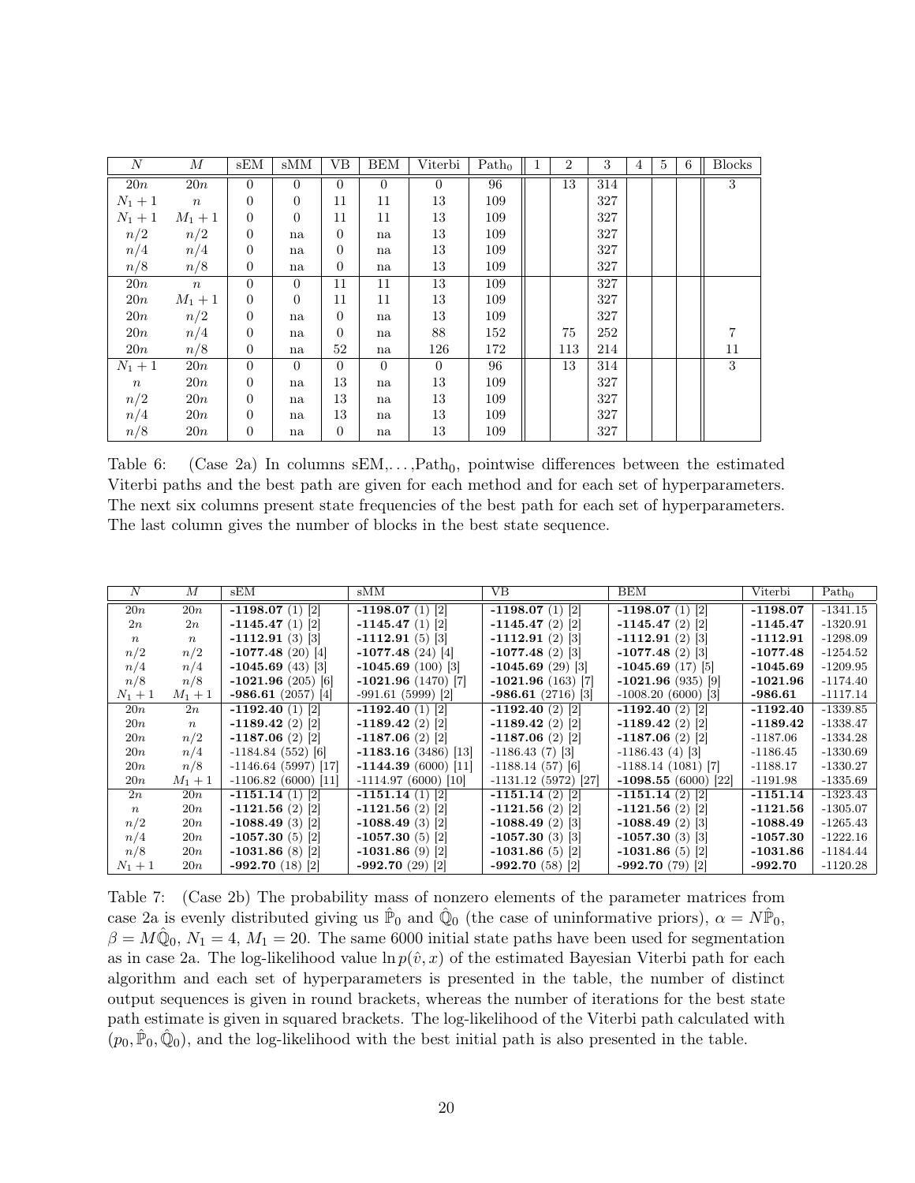| $N$ | $M$ | sEM | sMM | VB | BEM | Viterbi | $\text{Path}_0$ | 1 | 2 | 3 | 4 | 5 | 6 | Blocks |
|---|---|---|---|---|---|---|---|---|---|---|---|---|---|---|
| $20n$ | $20n$ | 0 | 0 | 0 | 0 | 0 | 96 | | 13 | 314 | | | | 3 |
| $N_1+1$ | $n$ | 0 | 0 | 11 | 11 | 13 | 109 | | | 327 | | | | |
| $N_1+1$ | $M_1+1$ | 0 | 0 | 11 | 11 | 13 | 109 | | | 327 | | | | |
| $n/2$ | $n/2$ | 0 | na | 0 | na | 13 | 109 | | | 327 | | | | |
| $n/4$ | $n/4$ | 0 | na | 0 | na | 13 | 109 | | | 327 | | | | |
| $n/8$ | $n/8$ | 0 | na | 0 | na | 13 | 109 | | | 327 | | | | |
| $20n$ | $n$ | 0 | 0 | 11 | 11 | 13 | 109 | | | 327 | | | | |
| $20n$ | $M_1+1$ | 0 | 0 | 11 | 11 | 13 | 109 | | | 327 | | | | |
| $20n$ | $n/2$ | 0 | na | 0 | na | 13 | 109 | | | 327 | | | | |
| $20n$ | $n/4$ | 0 | na | 0 | na | 88 | 152 | | 75 | 252 | | | | 7 |
| $20n$ | $n/8$ | 0 | na | 52 | na | 126 | 172 | | 113 | 214 | | | | 11 |
| $N_1+1$ | $20n$ | 0 | 0 | 0 | 0 | 0 | 96 | | 13 | 314 | | | | 3 |
| $n$ | $20n$ | 0 | na | 13 | na | 13 | 109 | | | 327 | | | | |
| $n/2$ | $20n$ | 0 | na | 13 | na | 13 | 109 | | | 327 | | | | |
| $n/4$ | $20n$ | 0 | na | 13 | na | 13 | 109 | | | 327 | | | | |
| $n/8$ | $20n$ | 0 | na | 0 | na | 13 | 109 | | | 327 | | | | |

Table 6: (Case 2a) In columns sEM,. . . ,$\text{Path}_0$, pointwise differences between the estimated Viterbi paths and the best path are given for each method and for each set of hyperparameters. The next six columns present state frequencies of the best path for each set of hyperparameters. The last column gives the number of blocks in the best state sequence.

| $N$ | $M$ | sEM | sMM | VB | BEM | Viterbi | $\text{Path}_0$ |
|---|---|---|---|---|---|---|---|
| $20n$ | $20n$ | **-1198.07** (1) [2] | **-1198.07** (1) [2] | **-1198.07** (1) [2] | **-1198.07** (1) [2] | **-1198.07** | -1341.15 |
| $2n$ | $2n$ | **-1145.47** (1) [2] | **-1145.47** (1) [2] | **-1145.47** (2) [2] | **-1145.47** (2) [2] | **-1145.47** | -1320.91 |
| $n$ | $n$ | **-1112.91** (3) [3] | **-1112.91** (5) [3] | **-1112.91** (2) [3] | **-1112.91** (2) [3] | **-1112.91** | -1298.09 |
| $n/2$ | $n/2$ | **-1077.48** (20) [4] | **-1077.48** (24) [4] | **-1077.48** (2) [3] | **-1077.48** (2) [3] | **-1077.48** | -1254.52 |
| $n/4$ | $n/4$ | **-1045.69** (43) [3] | **-1045.69** (100) [3] | **-1045.69** (29) [3] | **-1045.69** (17) [5] | **-1045.69** | -1209.95 |
| $n/8$ | $n/8$ | **-1021.96** (205) [6] | **-1021.96** (1470) [7] | **-1021.96** (163) [7] | **-1021.96** (935) [9] | **-1021.96** | -1174.40 |
| $N_1+1$ | $M_1+1$ | **-986.61** (2057) [4] | -991.61 (5999) [2] | **-986.61** (2716) [3] | -1008.20 (6000) [3] | **-986.61** | -1117.14 |
| $20n$ | $2n$ | **-1192.40** (1) [2] | **-1192.40** (1) [2] | **-1192.40** (2) [2] | **-1192.40** (2) [2] | **-1192.40** | -1339.85 |
| $20n$ | $n$ | **-1189.42** (2) [2] | **-1189.42** (2) [2] | **-1189.42** (2) [2] | **-1189.42** (2) [2] | **-1189.42** | -1338.47 |
| $20n$ | $n/2$ | **-1187.06** (2) [2] | **-1187.06** (2) [2] | **-1187.06** (2) [2] | **-1187.06** (2) [2] | -1187.06 | -1334.28 |
| $20n$ | $n/4$ | -1184.84 (552) [6] | **-1183.16** (3486) [13] | -1186.43 (7) [3] | -1186.43 (4) [3] | -1186.45 | -1330.69 |
| $20n$ | $n/8$ | -1146.64 (5997) [17] | **-1144.39** (6000) [11] | -1188.14 (57) [6] | -1188.14 (1081) [7] | -1188.17 | -1330.27 |
| $20n$ | $M_1+1$ | -1106.82 (6000) [11] | -1114.97 (6000) [10] | -1131.12 (5972) [27] | **-1098.55** (6000) [22] | -1191.98 | -1335.69 |
| $2n$ | $20n$ | **-1151.14** (1) [2] | **-1151.14** (1) [2] | **-1151.14** (2) [2] | **-1151.14** (2) [2] | **-1151.14** | -1323.43 |
| $n$ | $20n$ | **-1121.56** (2) [2] | **-1121.56** (2) [2] | **-1121.56** (2) [2] | **-1121.56** (2) [2] | **-1121.56** | -1305.07 |
| $n/2$ | $20n$ | **-1088.49** (3) [2] | **-1088.49** (3) [2] | **-1088.49** (2) [2] | **-1088.49** (2) [3] | **-1088.49** | -1265.43 |
| $n/4$ | $20n$ | **-1057.30** (5) [2] | **-1057.30** (5) [2] | **-1057.30** (3) [3] | **-1057.30** (3) [3] | **-1057.30** | -1222.16 |
| $n/8$ | $20n$ | **-1031.86** (8) [2] | **-1031.86** (9) [2] | **-1031.86** (5) [2] | **-1031.86** (5) [2] | **-1031.86** | -1184.44 |
| $N_1+1$ | $20n$ | **-992.70** (18) [2] | **-992.70** (29) [2] | **-992.70** (58) [2] | **-992.70** (79) [2] | **-992.70** | -1120.28 |

Table 7: (Case 2b) The probability mass of nonzero elements of the parameter matrices from case 2a is evenly distributed giving us $\hat{\mathbb{P}}_0$ and $\hat{\mathbb{Q}}_0$ (the case of uninformative priors), $\alpha = N\hat{\mathbb{P}}_0$, $\beta = M\hat{\mathbb{Q}}_0$, $N_1 = 4$, $M_1 = 20$. The same 6000 initial state paths have been used for segmentation as in case 2a. The log-likelihood value $\ln p(\hat{v}, x)$ of the estimated Bayesian Viterbi path for each algorithm and each set of hyperparameters is presented in the table, the number of distinct output sequences is given in round brackets, whereas the number of iterations for the best state path estimate is given in squared brackets. The log-likelihood of the Viterbi path calculated with $(p_0, \hat{\mathbb{P}}_0, \hat{\mathbb{Q}}_0)$, and the log-likelihood with the best initial path is also presented in the table.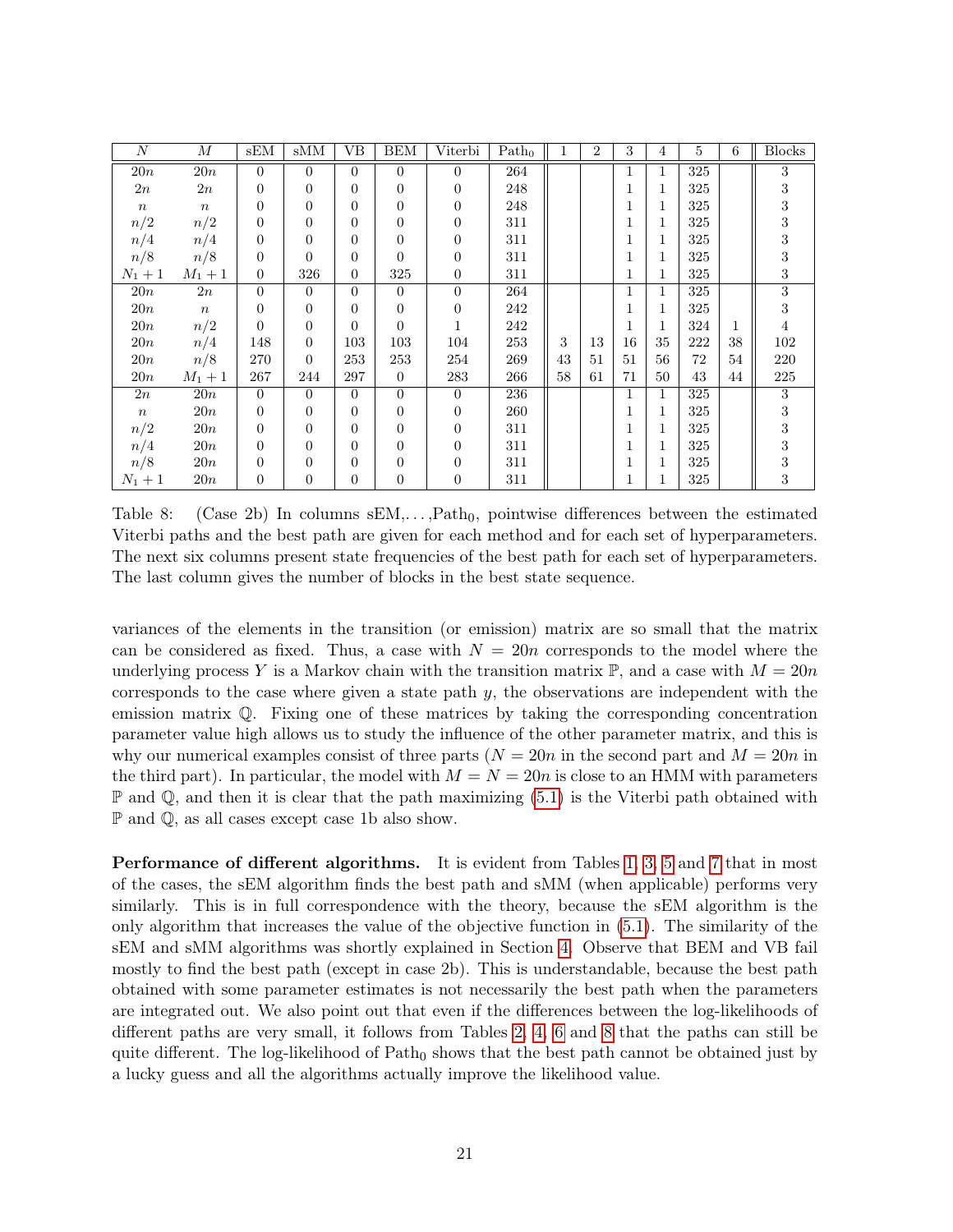| $N$ | $M$ | sEM | sMM | VB | BEM | Viterbi | $\text{Path}_0$ | 1 | 2 | 3 | 4 | 5 | 6 | Blocks |
|---|---|---|---|---|---|---|---|---|---|---|---|---|---|---|
| $20n$ | $20n$ | 0 | 0 | 0 | 0 | 0 | 264 | | | 1 | 1 | 325 | | 3 |
| $2n$ | $2n$ | 0 | 0 | 0 | 0 | 0 | 248 | | | 1 | 1 | 325 | | 3 |
| $n$ | $n$ | 0 | 0 | 0 | 0 | 0 | 248 | | | 1 | 1 | 325 | | 3 |
| $n/2$ | $n/2$ | 0 | 0 | 0 | 0 | 0 | 311 | | | 1 | 1 | 325 | | 3 |
| $n/4$ | $n/4$ | 0 | 0 | 0 | 0 | 0 | 311 | | | 1 | 1 | 325 | | 3 |
| $n/8$ | $n/8$ | 0 | 0 | 0 | 0 | 0 | 311 | | | 1 | 1 | 325 | | 3 |
| $N_1+1$ | $M_1+1$ | 0 | 326 | 0 | 325 | 0 | 311 | | | 1 | 1 | 325 | | 3 |
| $20n$ | $2n$ | 0 | 0 | 0 | 0 | 0 | 264 | | | 1 | 1 | 325 | | 3 |
| $20n$ | $n$ | 0 | 0 | 0 | 0 | 0 | 242 | | | 1 | 1 | 325 | | 3 |
| $20n$ | $n/2$ | 0 | 0 | 0 | 0 | 1 | 242 | | | 1 | 1 | 324 | 1 | 4 |
| $20n$ | $n/4$ | 148 | 0 | 103 | 103 | 104 | 253 | 3 | 13 | 16 | 35 | 222 | 38 | 102 |
| $20n$ | $n/8$ | 270 | 0 | 253 | 253 | 254 | 269 | 43 | 51 | 51 | 56 | 72 | 54 | 220 |
| $20n$ | $M_1+1$ | 267 | 244 | 297 | 0 | 283 | 266 | 58 | 61 | 71 | 50 | 43 | 44 | 225 |
| $2n$ | $20n$ | 0 | 0 | 0 | 0 | 0 | 236 | | | 1 | 1 | 325 | | 3 |
| $n$ | $20n$ | 0 | 0 | 0 | 0 | 0 | 260 | | | 1 | 1 | 325 | | 3 |
| $n/2$ | $20n$ | 0 | 0 | 0 | 0 | 0 | 311 | | | 1 | 1 | 325 | | 3 |
| $n/4$ | $20n$ | 0 | 0 | 0 | 0 | 0 | 311 | | | 1 | 1 | 325 | | 3 |
| $n/8$ | $20n$ | 0 | 0 | 0 | 0 | 0 | 311 | | | 1 | 1 | 325 | | 3 |
| $N_1+1$ | $20n$ | 0 | 0 | 0 | 0 | 0 | 311 | | | 1 | 1 | 325 | | 3 |

Table 8: (Case 2b) In columns sEM,...,$\text{Path}_0$, pointwise differences between the estimated Viterbi paths and the best path are given for each method and for each set of hyperparameters. The next six columns present state frequencies of the best path for each set of hyperparameters. The last column gives the number of blocks in the best state sequence.

variances of the elements in the transition (or emission) matrix are so small that the matrix can be considered as fixed. Thus, a case with $N = 20n$ corresponds to the model where the underlying process $Y$ is a Markov chain with the transition matrix $\mathbb{P}$, and a case with $M = 20n$ corresponds to the case where given a state path $y$, the observations are independent with the emission matrix $\mathbb{Q}$. Fixing one of these matrices by taking the corresponding concentration parameter value high allows us to study the influence of the other parameter matrix, and this is why our numerical examples consist of three parts ($N = 20n$ in the second part and $M = 20n$ in the third part). In particular, the model with $M = N = 20n$ is close to an HMM with parameters $\mathbb{P}$ and $\mathbb{Q}$, and then it is clear that the path maximizing (5.1) is the Viterbi path obtained with $\mathbb{P}$ and $\mathbb{Q}$, as all cases except case 1b also show.

**Performance of different algorithms.** It is evident from Tables 1, 3, 5 and 7 that in most of the cases, the sEM algorithm finds the best path and sMM (when applicable) performs very similarly. This is in full correspondence with the theory, because the sEM algorithm is the only algorithm that increases the value of the objective function in (5.1). The similarity of the sEM and sMM algorithms was shortly explained in Section 4. Observe that BEM and VB fail mostly to find the best path (except in case 2b). This is understandable, because the best path obtained with some parameter estimates is not necessarily the best path when the parameters are integrated out. We also point out that even if the differences between the log-likelihoods of different paths are very small, it follows from Tables 2, 4, 6 and 8 that the paths can still be quite different. The log-likelihood of $\text{Path}_0$ shows that the best path cannot be obtained just by a lucky guess and all the algorithms actually improve the likelihood value.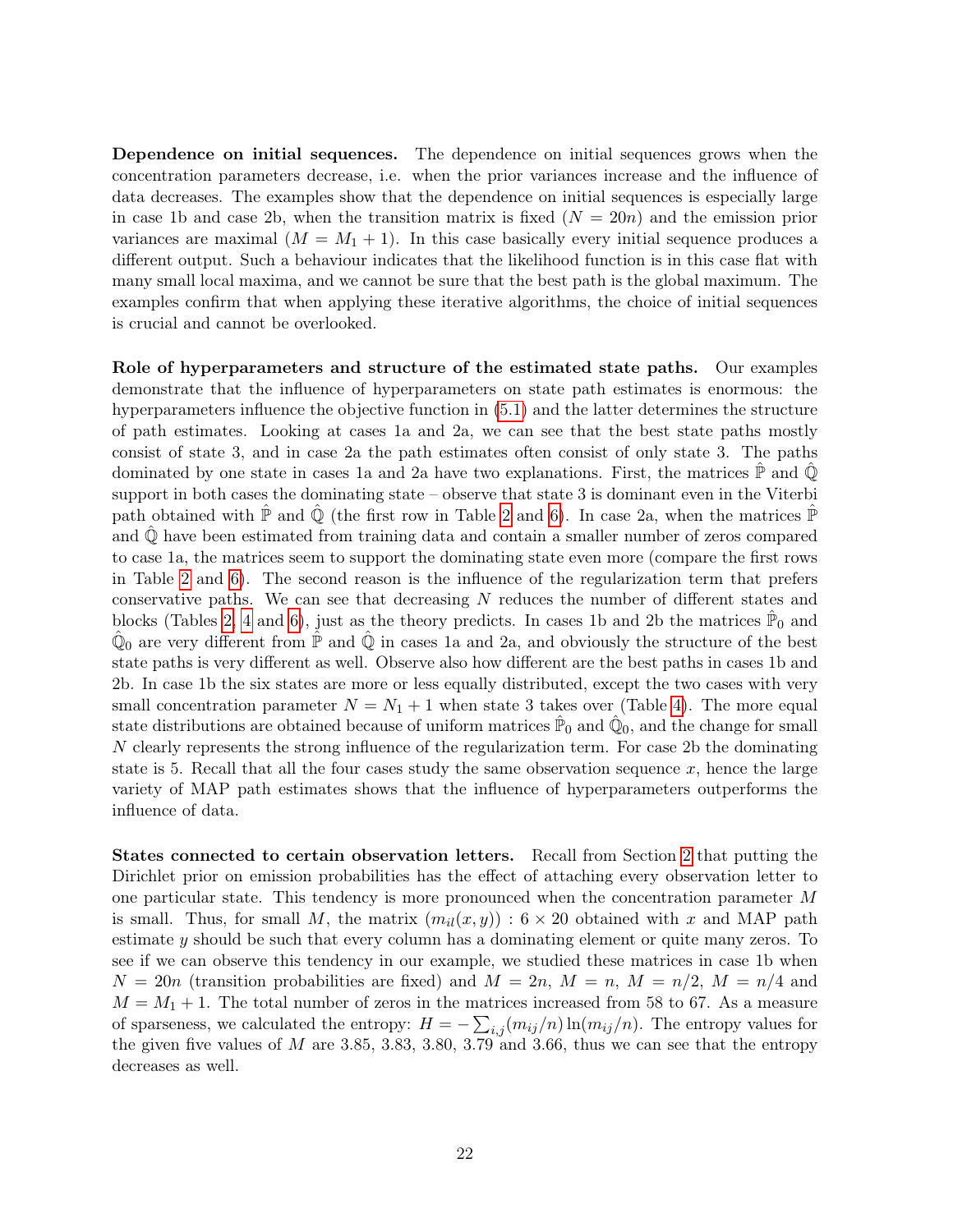**Dependence on initial sequences.** The dependence on initial sequences grows when the concentration parameters decrease, i.e. when the prior variances increase and the influence of data decreases. The examples show that the dependence on initial sequences is especially large in case 1b and case 2b, when the transition matrix is fixed ($N = 20n$) and the emission prior variances are maximal ($M = M_1 + 1$). In this case basically every initial sequence produces a different output. Such a behaviour indicates that the likelihood function is in this case flat with many small local maxima, and we cannot be sure that the best path is the global maximum. The examples confirm that when applying these iterative algorithms, the choice of initial sequences is crucial and cannot be overlooked.

**Role of hyperparameters and structure of the estimated state paths.** Our examples demonstrate that the influence of hyperparameters on state path estimates is enormous: the hyperparameters influence the objective function in (5.1) and the latter determines the structure of path estimates. Looking at cases 1a and 2a, we can see that the best state paths mostly consist of state 3, and in case 2a the path estimates often consist of only state 3. The paths dominated by one state in cases 1a and 2a have two explanations. First, the matrices $\hat{\mathbb{P}}$ and $\hat{\mathbb{Q}}$ support in both cases the dominating state – observe that state 3 is dominant even in the Viterbi path obtained with $\hat{\mathbb{P}}$ and $\hat{\mathbb{Q}}$ (the first row in Table 2 and 6). In case 2a, when the matrices $\hat{\mathbb{P}}$ and $\hat{\mathbb{Q}}$ have been estimated from training data and contain a smaller number of zeros compared to case 1a, the matrices seem to support the dominating state even more (compare the first rows in Table 2 and 6). The second reason is the influence of the regularization term that prefers conservative paths. We can see that decreasing $N$ reduces the number of different states and blocks (Tables 2, 4 and 6), just as the theory predicts. In cases 1b and 2b the matrices $\hat{\mathbb{P}}_0$ and $\hat{\mathbb{Q}}_0$ are very different from $\hat{\mathbb{P}}$ and $\hat{\mathbb{Q}}$ in cases 1a and 2a, and obviously the structure of the best state paths is very different as well. Observe also how different are the best paths in cases 1b and 2b. In case 1b the six states are more or less equally distributed, except the two cases with very small concentration parameter $N = N_1 + 1$ when state 3 takes over (Table 4). The more equal state distributions are obtained because of uniform matrices $\hat{\mathbb{P}}_0$ and $\hat{\mathbb{Q}}_0$, and the change for small $N$ clearly represents the strong influence of the regularization term. For case 2b the dominating state is 5. Recall that all the four cases study the same observation sequence $x$, hence the large variety of MAP path estimates shows that the influence of hyperparameters outperforms the influence of data.

**States connected to certain observation letters.** Recall from Section 2 that putting the Dirichlet prior on emission probabilities has the effect of attaching every observation letter to one particular state. This tendency is more pronounced when the concentration parameter $M$ is small. Thus, for small $M$, the matrix $(m_{il}(x, y)) : 6 \times 20$ obtained with $x$ and MAP path estimate $y$ should be such that every column has a dominating element or quite many zeros. To see if we can observe this tendency in our example, we studied these matrices in case 1b when $N = 20n$ (transition probabilities are fixed) and $M = 2n$, $M = n$, $M = n/2$, $M = n/4$ and $M = M_1 + 1$. The total number of zeros in the matrices increased from 58 to 67. As a measure of sparseness, we calculated the entropy: $H = -\sum_{i,j}(m_{ij}/n)\ln(m_{ij}/n)$. The entropy values for the given five values of $M$ are 3.85, 3.83, 3.80, 3.79 and 3.66, thus we can see that the entropy decreases as well.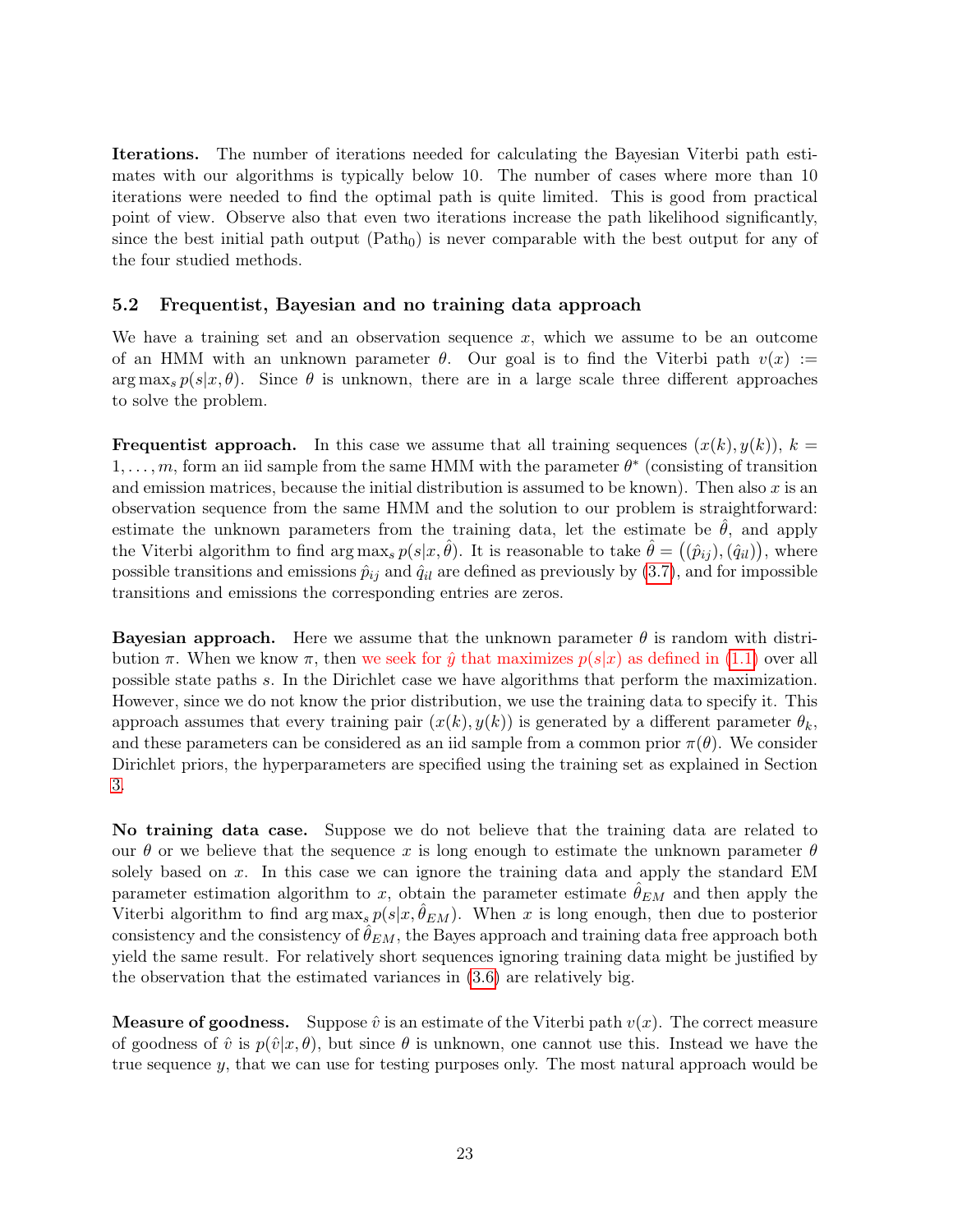**Iterations.** The number of iterations needed for calculating the Bayesian Viterbi path estimates with our algorithms is typically below 10. The number of cases where more than 10 iterations were needed to find the optimal path is quite limited. This is good from practical point of view. Observe also that even two iterations increase the path likelihood significantly, since the best initial path output ($\text{Path}_0$) is never comparable with the best output for any of the four studied methods.

### 5.2 Frequentist, Bayesian and no training data approach

We have a training set and an observation sequence $x$, which we assume to be an outcome of an HMM with an unknown parameter $\theta$. Our goal is to find the Viterbi path $v(x) := \arg\max_s p(s|x, \theta)$. Since $\theta$ is unknown, there are in a large scale three different approaches to solve the problem.

**Frequentist approach.** In this case we assume that all training sequences $(x(k), y(k))$, $k = 1, \ldots, m$, form an iid sample from the same HMM with the parameter $\theta^*$ (consisting of transition and emission matrices, because the initial distribution is assumed to be known). Then also $x$ is an observation sequence from the same HMM and the solution to our problem is straightforward: estimate the unknown parameters from the training data, let the estimate be $\hat{\theta}$, and apply the Viterbi algorithm to find $\arg\max_s p(s|x, \hat{\theta})$. It is reasonable to take $\hat{\theta} = \big((\hat{p}_{ij}), (\hat{q}_{il})\big)$, where possible transitions and emissions $\hat{p}_{ij}$ and $\hat{q}_{il}$ are defined as previously by (3.7), and for impossible transitions and emissions the corresponding entries are zeros.

**Bayesian approach.** Here we assume that the unknown parameter $\theta$ is random with distribution $\pi$. When we know $\pi$, then we seek for $\hat{y}$ that maximizes $p(s|x)$ as defined in (1.1) over all possible state paths $s$. In the Dirichlet case we have algorithms that perform the maximization. However, since we do not know the prior distribution, we use the training data to specify it. This approach assumes that every training pair $(x(k), y(k))$ is generated by a different parameter $\theta_k$, and these parameters can be considered as an iid sample from a common prior $\pi(\theta)$. We consider Dirichlet priors, the hyperparameters are specified using the training set as explained in Section 3.

**No training data case.** Suppose we do not believe that the training data are related to our $\theta$ or we believe that the sequence $x$ is long enough to estimate the unknown parameter $\theta$ solely based on $x$. In this case we can ignore the training data and apply the standard EM parameter estimation algorithm to $x$, obtain the parameter estimate $\hat{\theta}_{EM}$ and then apply the Viterbi algorithm to find $\arg\max_s p(s|x, \hat{\theta}_{EM})$. When $x$ is long enough, then due to posterior consistency and the consistency of $\hat{\theta}_{EM}$, the Bayes approach and training data free approach both yield the same result. For relatively short sequences ignoring training data might be justified by the observation that the estimated variances in (3.6) are relatively big.

**Measure of goodness.** Suppose $\hat{v}$ is an estimate of the Viterbi path $v(x)$. The correct measure of goodness of $\hat{v}$ is $p(\hat{v}|x, \theta)$, but since $\theta$ is unknown, one cannot use this. Instead we have the true sequence $y$, that we can use for testing purposes only. The most natural approach would be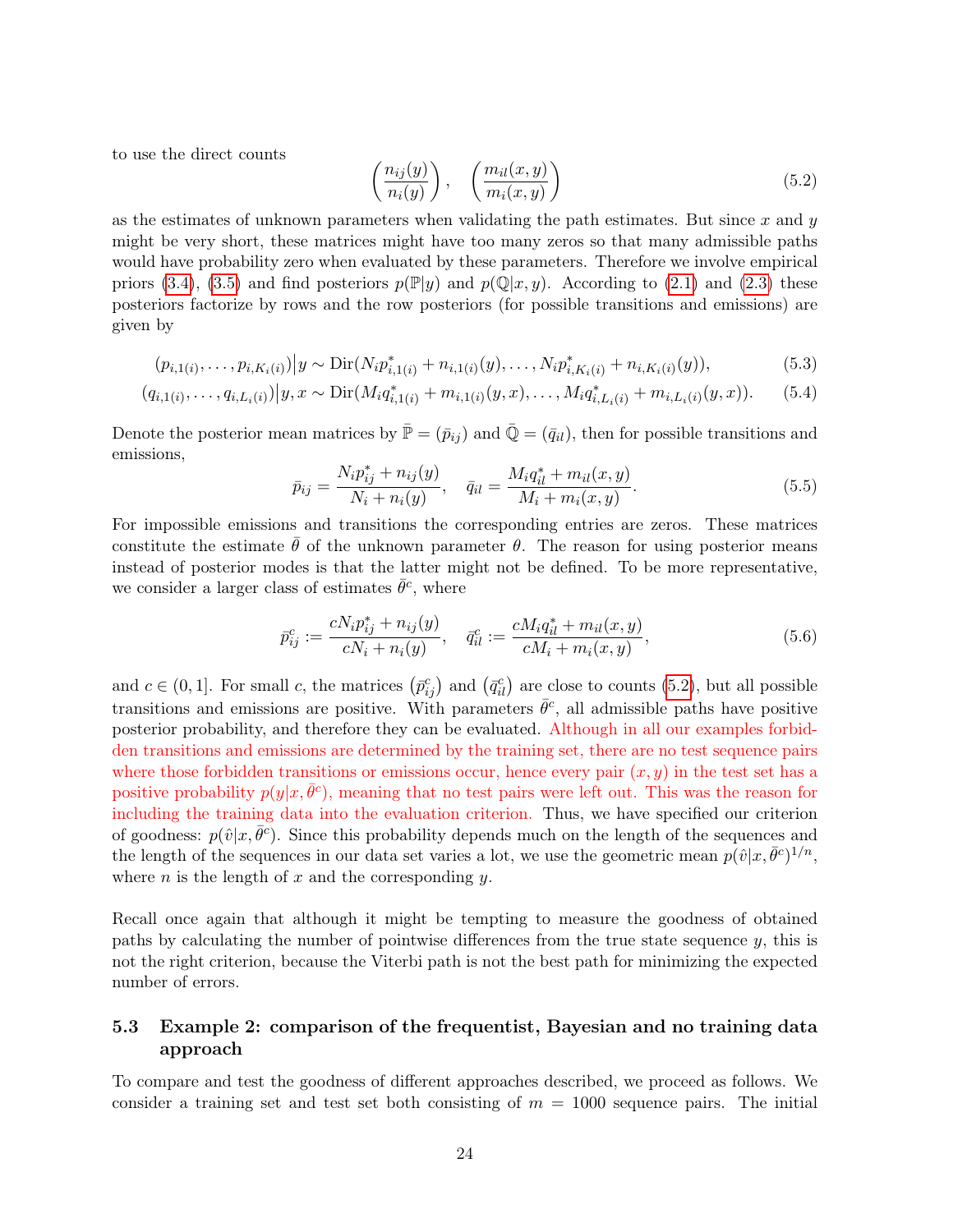to use the direct counts

$$\left(\frac{n_{ij}(y)}{n_i(y)}\right), \quad \left(\frac{m_{il}(x,y)}{m_i(x,y)}\right) \tag{5.2}$$

as the estimates of unknown parameters when validating the path estimates. But since $x$ and $y$ might be very short, these matrices might have too many zeros so that many admissible paths would have probability zero when evaluated by these parameters. Therefore we involve empirical priors (3.4), (3.5) and find posteriors $p(\mathbb{P}|y)$ and $p(\mathbb{Q}|x, y)$. According to (2.1) and (2.3) these posteriors factorize by rows and the row posteriors (for possible transitions and emissions) are given by

$$(p_{i,1(i)}, \ldots, p_{i,K_i(i)})\big|y \sim \mathrm{Dir}(N_i p^*_{i,1(i)} + n_{i,1(i)}(y), \ldots, N_i p^*_{i,K_i(i)} + n_{i,K_i(i)}(y)), \tag{5.3}$$

$$(q_{i,1(i)}, \ldots, q_{i,L_i(i)})\big|y, x \sim \mathrm{Dir}(M_i q^*_{i,1(i)} + m_{i,1(i)}(y,x), \ldots, M_i q^*_{i,L_i(i)} + m_{i,L_i(i)}(y,x)). \tag{5.4}$$

Denote the posterior mean matrices by $\bar{\mathbb{P}} = (\bar{p}_{ij})$ and $\bar{\mathbb{Q}} = (\bar{q}_{il})$, then for possible transitions and emissions,

$$\bar{p}_{ij} = \frac{N_i p^*_{ij} + n_{ij}(y)}{N_i + n_i(y)}, \quad \bar{q}_{il} = \frac{M_i q^*_{il} + m_{il}(x,y)}{M_i + m_i(x,y)}. \tag{5.5}$$

For impossible emissions and transitions the corresponding entries are zeros. These matrices constitute the estimate $\bar{\theta}$ of the unknown parameter $\theta$. The reason for using posterior means instead of posterior modes is that the latter might not be defined. To be more representative, we consider a larger class of estimates $\bar{\theta}^c$, where

$$\bar{p}^c_{ij} := \frac{cN_i p^*_{ij} + n_{ij}(y)}{cN_i + n_i(y)}, \quad \bar{q}^c_{il} := \frac{cM_i q^*_{il} + m_{il}(x,y)}{cM_i + m_i(x,y)}, \tag{5.6}$$

and $c \in (0, 1]$. For small $c$, the matrices $\left(\bar{p}^c_{ij}\right)$ and $\left(\bar{q}^c_{il}\right)$ are close to counts (5.2), but all possible transitions and emissions are positive. With parameters $\bar{\theta}^c$, all admissible paths have positive posterior probability, and therefore they can be evaluated. Although in all our examples forbidden transitions and emissions are determined by the training set, there are no test sequence pairs where those forbidden transitions or emissions occur, hence every pair $(x, y)$ in the test set has a positive probability $p(y|x, \bar{\theta}^c)$, meaning that no test pairs were left out. This was the reason for including the training data into the evaluation criterion. Thus, we have specified our criterion of goodness: $p(\hat{v}|x, \bar{\theta}^c)$. Since this probability depends much on the length of the sequences and the length of the sequences in our data set varies a lot, we use the geometric mean $p(\hat{v}|x, \bar{\theta}^c)^{1/n}$, where $n$ is the length of $x$ and the corresponding $y$.

Recall once again that although it might be tempting to measure the goodness of obtained paths by calculating the number of pointwise differences from the true state sequence $y$, this is not the right criterion, because the Viterbi path is not the best path for minimizing the expected number of errors.

### 5.3 Example 2: comparison of the frequentist, Bayesian and no training data approach

To compare and test the goodness of different approaches described, we proceed as follows. We consider a training set and test set both consisting of $m = 1000$ sequence pairs. The initial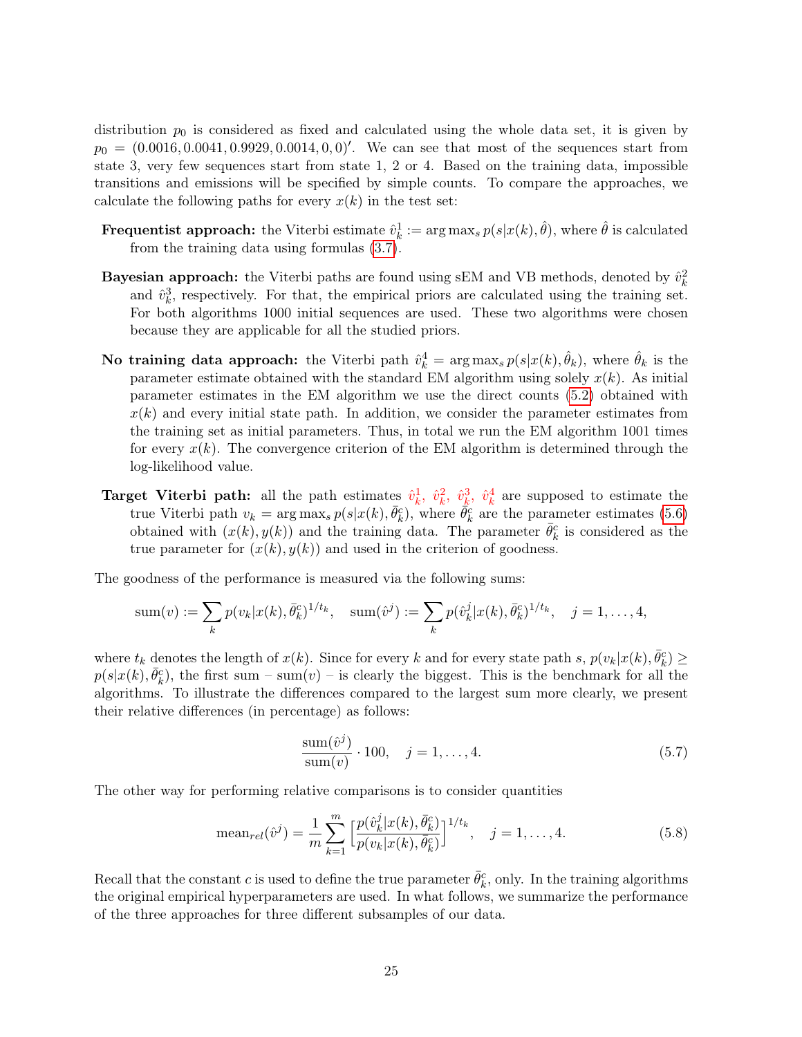distribution $p_0$ is considered as fixed and calculated using the whole data set, it is given by $p_0 = (0.0016, 0.0041, 0.9929, 0.0014, 0, 0)'$. We can see that most of the sequences start from state 3, very few sequences start from state 1, 2 or 4. Based on the training data, impossible transitions and emissions will be specified by simple counts. To compare the approaches, we calculate the following paths for every $x(k)$ in the test set:

**Frequentist approach:** the Viterbi estimate $\hat{v}_k^1 := \arg\max_s p(s|x(k), \hat{\theta})$, where $\hat{\theta}$ is calculated from the training data using formulas (3.7).

**Bayesian approach:** the Viterbi paths are found using sEM and VB methods, denoted by $\hat{v}_k^2$ and $\hat{v}_k^3$, respectively. For that, the empirical priors are calculated using the training set. For both algorithms 1000 initial sequences are used. These two algorithms were chosen because they are applicable for all the studied priors.

**No training data approach:** the Viterbi path $\hat{v}_k^4 = \arg\max_s p(s|x(k), \hat{\theta}_k)$, where $\hat{\theta}_k$ is the parameter estimate obtained with the standard EM algorithm using solely $x(k)$. As initial parameter estimates in the EM algorithm we use the direct counts (5.2) obtained with $x(k)$ and every initial state path. In addition, we consider the parameter estimates from the training set as initial parameters. Thus, in total we run the EM algorithm 1001 times for every $x(k)$. The convergence criterion of the EM algorithm is determined through the log-likelihood value.

**Target Viterbi path:** all the path estimates $\hat{v}_k^1$, $\hat{v}_k^2$, $\hat{v}_k^3$, $\hat{v}_k^4$ are supposed to estimate the true Viterbi path $v_k = \arg\max_s p(s|x(k), \bar{\theta}_k^c)$, where $\bar{\theta}_k^c$ are the parameter estimates (5.6) obtained with $(x(k), y(k))$ and the training data. The parameter $\bar{\theta}_k^c$ is considered as the true parameter for $(x(k), y(k))$ and used in the criterion of goodness.

The goodness of the performance is measured via the following sums:

$$\text{sum}(v) := \sum_k p(v_k|x(k), \bar{\theta}_k^c)^{1/t_k}, \quad \text{sum}(\hat{v}^j) := \sum_k p(\hat{v}_k^j|x(k), \bar{\theta}_k^c)^{1/t_k}, \quad j = 1, \ldots, 4,$$

where $t_k$ denotes the length of $x(k)$. Since for every $k$ and for every state path $s$, $p(v_k|x(k), \bar{\theta}_k^c) \geq p(s|x(k), \bar{\theta}_k^c)$, the first sum – $\text{sum}(v)$ – is clearly the biggest. This is the benchmark for all the algorithms. To illustrate the differences compared to the largest sum more clearly, we present their relative differences (in percentage) as follows:

$$\frac{\text{sum}(\hat{v}^j)}{\text{sum}(v)} \cdot 100, \quad j = 1, \ldots, 4. \tag{5.7}$$

The other way for performing relative comparisons is to consider quantities

$$\text{mean}_{rel}(\hat{v}^j) = \frac{1}{m} \sum_{k=1}^{m} \Big[\frac{p(\hat{v}_k^j|x(k), \bar{\theta}_k^c)}{p(v_k|x(k), \bar{\theta}_k^c)}\Big]^{1/t_k}, \quad j = 1, \ldots, 4. \tag{5.8}$$

Recall that the constant $c$ is used to define the true parameter $\bar{\theta}_k^c$, only. In the training algorithms the original empirical hyperparameters are used. In what follows, we summarize the performance of the three approaches for three different subsamples of our data.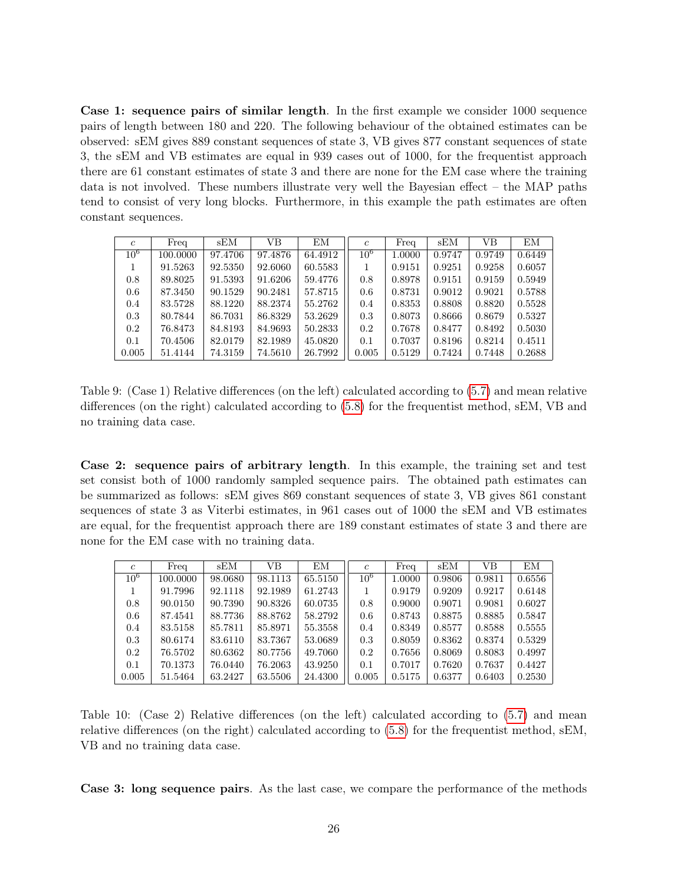**Case 1: sequence pairs of similar length**. In the first example we consider 1000 sequence pairs of length between 180 and 220. The following behaviour of the obtained estimates can be observed: sEM gives 889 constant sequences of state 3, VB gives 877 constant sequences of state 3, the sEM and VB estimates are equal in 939 cases out of 1000, for the frequentist approach there are 61 constant estimates of state 3 and there are none for the EM case where the training data is not involved. These numbers illustrate very well the Bayesian effect – the MAP paths tend to consist of very long blocks. Furthermore, in this example the path estimates are often constant sequences.

| $c$ | Freq | sEM | VB | EM | $c$ | Freq | sEM | VB | EM |
|---|---|---|---|---|---|---|---|---|---|
| $10^6$ | 100.0000 | 97.4706 | 97.4876 | 64.4912 | $10^6$ | 1.0000 | 0.9747 | 0.9749 | 0.6449 |
| 1 | 91.5263 | 92.5350 | 92.6060 | 60.5583 | 1 | 0.9151 | 0.9251 | 0.9258 | 0.6057 |
| 0.8 | 89.8025 | 91.5393 | 91.6206 | 59.4776 | 0.8 | 0.8978 | 0.9151 | 0.9159 | 0.5949 |
| 0.6 | 87.3450 | 90.1529 | 90.2481 | 57.8715 | 0.6 | 0.8731 | 0.9012 | 0.9021 | 0.5788 |
| 0.4 | 83.5728 | 88.1220 | 88.2374 | 55.2762 | 0.4 | 0.8353 | 0.8808 | 0.8820 | 0.5528 |
| 0.3 | 80.7844 | 86.7031 | 86.8329 | 53.2629 | 0.3 | 0.8073 | 0.8666 | 0.8679 | 0.5327 |
| 0.2 | 76.8473 | 84.8193 | 84.9693 | 50.2833 | 0.2 | 0.7678 | 0.8477 | 0.8492 | 0.5030 |
| 0.1 | 70.4506 | 82.0179 | 82.1989 | 45.0820 | 0.1 | 0.7037 | 0.8196 | 0.8214 | 0.4511 |
| 0.005 | 51.4144 | 74.3159 | 74.5610 | 26.7992 | 0.005 | 0.5129 | 0.7424 | 0.7448 | 0.2688 |

Table 9: (Case 1) Relative differences (on the left) calculated according to (5.7) and mean relative differences (on the right) calculated according to (5.8) for the frequentist method, sEM, VB and no training data case.

**Case 2: sequence pairs of arbitrary length**. In this example, the training set and test set consist both of 1000 randomly sampled sequence pairs. The obtained path estimates can be summarized as follows: sEM gives 869 constant sequences of state 3, VB gives 861 constant sequences of state 3 as Viterbi estimates, in 961 cases out of 1000 the sEM and VB estimates are equal, for the frequentist approach there are 189 constant estimates of state 3 and there are none for the EM case with no training data.

| $c$ | Freq | sEM | VB | EM | $c$ | Freq | sEM | VB | EM |
|---|---|---|---|---|---|---|---|---|---|
| $10^6$ | 100.0000 | 98.0680 | 98.1113 | 65.5150 | $10^6$ | 1.0000 | 0.9806 | 0.9811 | 0.6556 |
| 1 | 91.7996 | 92.1118 | 92.1989 | 61.2743 | 1 | 0.9179 | 0.9209 | 0.9217 | 0.6148 |
| 0.8 | 90.0150 | 90.7390 | 90.8326 | 60.0735 | 0.8 | 0.9000 | 0.9071 | 0.9081 | 0.6027 |
| 0.6 | 87.4541 | 88.7736 | 88.8762 | 58.2792 | 0.6 | 0.8743 | 0.8875 | 0.8885 | 0.5847 |
| 0.4 | 83.5158 | 85.7811 | 85.8971 | 55.3558 | 0.4 | 0.8349 | 0.8577 | 0.8588 | 0.5555 |
| 0.3 | 80.6174 | 83.6110 | 83.7367 | 53.0689 | 0.3 | 0.8059 | 0.8362 | 0.8374 | 0.5329 |
| 0.2 | 76.5702 | 80.6362 | 80.7756 | 49.7060 | 0.2 | 0.7656 | 0.8069 | 0.8083 | 0.4997 |
| 0.1 | 70.1373 | 76.0440 | 76.2063 | 43.9250 | 0.1 | 0.7017 | 0.7620 | 0.7637 | 0.4427 |
| 0.005 | 51.5464 | 63.2427 | 63.5506 | 24.4300 | 0.005 | 0.5175 | 0.6377 | 0.6403 | 0.2530 |

Table 10: (Case 2) Relative differences (on the left) calculated according to (5.7) and mean relative differences (on the right) calculated according to (5.8) for the frequentist method, sEM, VB and no training data case.

**Case 3: long sequence pairs**. As the last case, we compare the performance of the methods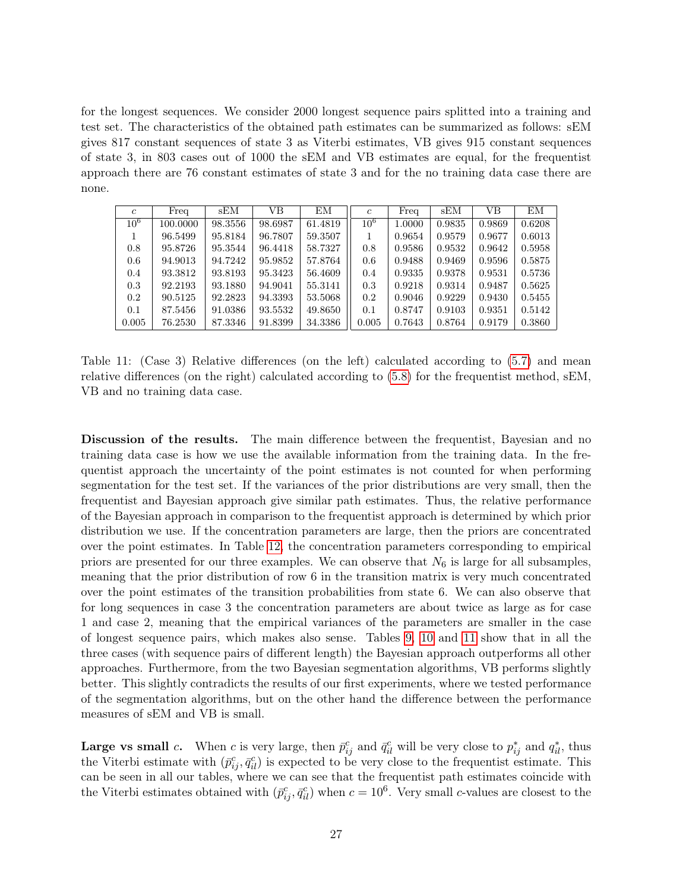for the longest sequences. We consider 2000 longest sequence pairs splitted into a training and test set. The characteristics of the obtained path estimates can be summarized as follows: sEM gives 817 constant sequences of state 3 as Viterbi estimates, VB gives 915 constant sequences of state 3, in 803 cases out of 1000 the sEM and VB estimates are equal, for the frequentist approach there are 76 constant estimates of state 3 and for the no training data case there are none.

| $c$ | Freq | sEM | VB | EM | $c$ | Freq | sEM | VB | EM |
|---|---|---|---|---|---|---|---|---|---|
| $10^6$ | 100.0000 | 98.3556 | 98.6987 | 61.4819 | $10^6$ | 1.0000 | 0.9835 | 0.9869 | 0.6208 |
| 1 | 96.5499 | 95.8184 | 96.7807 | 59.3507 | 1 | 0.9654 | 0.9579 | 0.9677 | 0.6013 |
| 0.8 | 95.8726 | 95.3544 | 96.4418 | 58.7327 | 0.8 | 0.9586 | 0.9532 | 0.9642 | 0.5958 |
| 0.6 | 94.9013 | 94.7242 | 95.9852 | 57.8764 | 0.6 | 0.9488 | 0.9469 | 0.9596 | 0.5875 |
| 0.4 | 93.3812 | 93.8193 | 95.3423 | 56.4609 | 0.4 | 0.9335 | 0.9378 | 0.9531 | 0.5736 |
| 0.3 | 92.2193 | 93.1880 | 94.9041 | 55.3141 | 0.3 | 0.9218 | 0.9314 | 0.9487 | 0.5625 |
| 0.2 | 90.5125 | 92.2823 | 94.3393 | 53.5068 | 0.2 | 0.9046 | 0.9229 | 0.9430 | 0.5455 |
| 0.1 | 87.5456 | 91.0386 | 93.5532 | 49.8650 | 0.1 | 0.8747 | 0.9103 | 0.9351 | 0.5142 |
| 0.005 | 76.2530 | 87.3346 | 91.8399 | 34.3386 | 0.005 | 0.7643 | 0.8764 | 0.9179 | 0.3860 |

Table 11: (Case 3) Relative differences (on the left) calculated according to (5.7) and mean relative differences (on the right) calculated according to (5.8) for the frequentist method, sEM, VB and no training data case.

**Discussion of the results.** The main difference between the frequentist, Bayesian and no training data case is how we use the available information from the training data. In the frequentist approach the uncertainty of the point estimates is not counted for when performing segmentation for the test set. If the variances of the prior distributions are very small, then the frequentist and Bayesian approach give similar path estimates. Thus, the relative performance of the Bayesian approach in comparison to the frequentist approach is determined by which prior distribution we use. If the concentration parameters are large, then the priors are concentrated over the point estimates. In Table 12, the concentration parameters corresponding to empirical priors are presented for our three examples. We can observe that $N_6$ is large for all subsamples, meaning that the prior distribution of row 6 in the transition matrix is very much concentrated over the point estimates of the transition probabilities from state 6. We can also observe that for long sequences in case 3 the concentration parameters are about twice as large as for case 1 and case 2, meaning that the empirical variances of the parameters are smaller in the case of longest sequence pairs, which makes also sense. Tables 9, 10 and 11 show that in all the three cases (with sequence pairs of different length) the Bayesian approach outperforms all other approaches. Furthermore, from the two Bayesian segmentation algorithms, VB performs slightly better. This slightly contradicts the results of our first experiments, where we tested performance of the segmentation algorithms, but on the other hand the difference between the performance measures of sEM and VB is small.

**Large vs small $c$.** When $c$ is very large, then $\bar{p}^c_{ij}$ and $\bar{q}^c_{il}$ will be very close to $p^*_{ij}$ and $q^*_{il}$, thus the Viterbi estimate with $(\bar{p}^c_{ij}, \bar{q}^c_{il})$ is expected to be very close to the frequentist estimate. This can be seen in all our tables, where we can see that the frequentist path estimates coincide with the Viterbi estimates obtained with $(\bar{p}^c_{ij}, \bar{q}^c_{il})$ when $c = 10^6$. Very small $c$-values are closest to the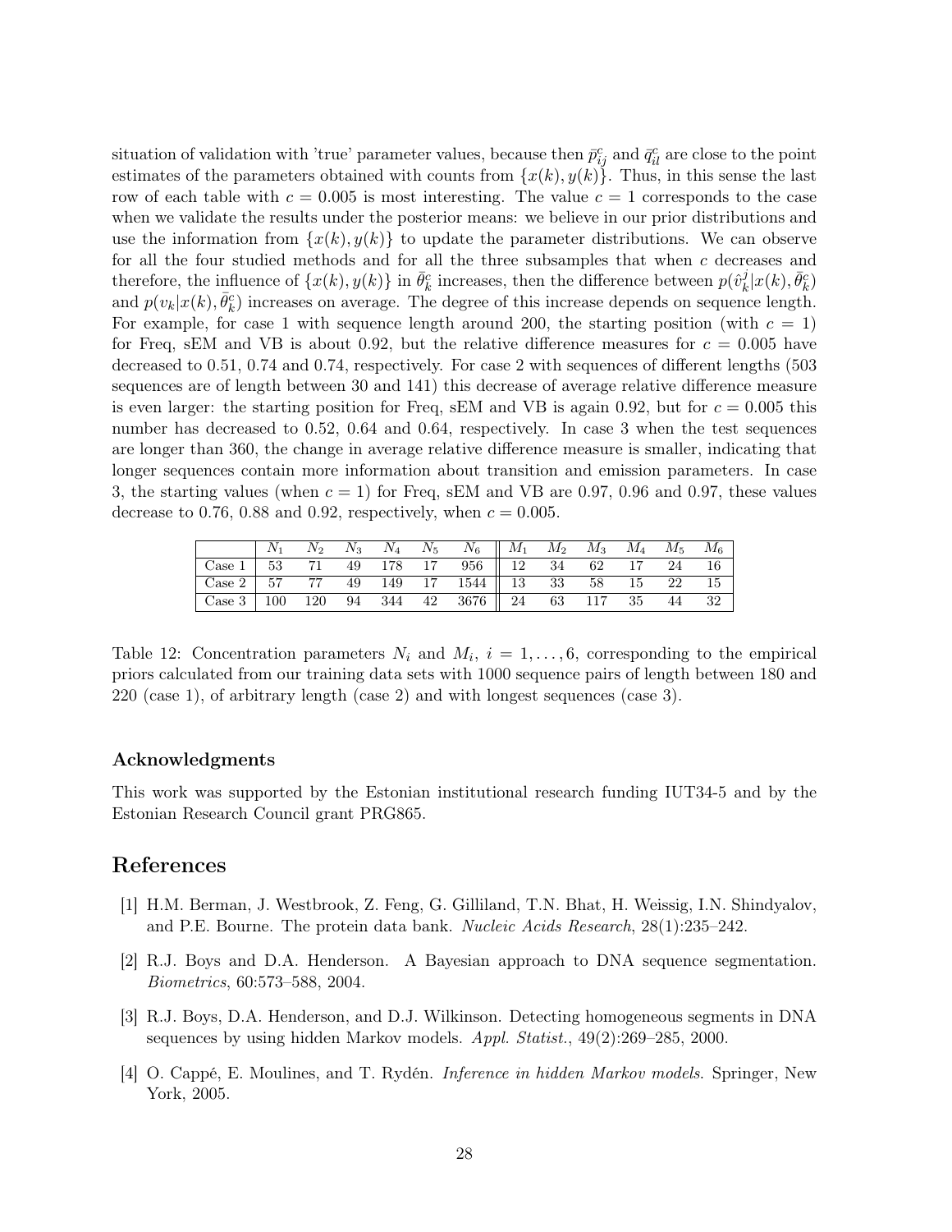situation of validation with 'true' parameter values, because then $\bar{p}_{ij}^c$ and $\bar{q}_{il}^c$ are close to the point estimates of the parameters obtained with counts from $\{x(k), y(k)\}$. Thus, in this sense the last row of each table with $c = 0.005$ is most interesting. The value $c = 1$ corresponds to the case when we validate the results under the posterior means: we believe in our prior distributions and use the information from $\{x(k), y(k)\}$ to update the parameter distributions. We can observe for all the four studied methods and for all the three subsamples that when $c$ decreases and therefore, the influence of $\{x(k), y(k)\}$ in $\bar{\theta}_k^c$ increases, then the difference between $p(\hat{v}_k^j | x(k), \bar{\theta}_k^c)$ and $p(v_k | x(k), \bar{\theta}_k^c)$ increases on average. The degree of this increase depends on sequence length. For example, for case 1 with sequence length around 200, the starting position (with $c = 1$) for Freq, sEM and VB is about 0.92, but the relative difference measures for $c = 0.005$ have decreased to 0.51, 0.74 and 0.74, respectively. For case 2 with sequences of different lengths (503 sequences are of length between 30 and 141) this decrease of average relative difference measure is even larger: the starting position for Freq, sEM and VB is again 0.92, but for $c = 0.005$ this number has decreased to 0.52, 0.64 and 0.64, respectively. In case 3 when the test sequences are longer than 360, the change in average relative difference measure is smaller, indicating that longer sequences contain more information about transition and emission parameters. In case 3, the starting values (when $c = 1$) for Freq, sEM and VB are 0.97, 0.96 and 0.97, these values decrease to 0.76, 0.88 and 0.92, respectively, when $c = 0.005$.

| | $N_1$ | $N_2$ | $N_3$ | $N_4$ | $N_5$ | $N_6$ | $M_1$ | $M_2$ | $M_3$ | $M_4$ | $M_5$ | $M_6$ |
|---|---|---|---|---|---|---|---|---|---|---|---|---|
| Case 1 | 53 | 71 | 49 | 178 | 17 | 956 | 12 | 34 | 62 | 17 | 24 | 16 |
| Case 2 | 57 | 77 | 49 | 149 | 17 | 1544 | 13 | 33 | 58 | 15 | 22 | 15 |
| Case 3 | 100 | 120 | 94 | 344 | 42 | 3676 | 24 | 63 | 117 | 35 | 44 | 32 |

Table 12: Concentration parameters $N_i$ and $M_i$, $i = 1, \ldots, 6$, corresponding to the empirical priors calculated from our training data sets with 1000 sequence pairs of length between 180 and 220 (case 1), of arbitrary length (case 2) and with longest sequences (case 3).

### Acknowledgments

This work was supported by the Estonian institutional research funding IUT34-5 and by the Estonian Research Council grant PRG865.

## References

[1] H.M. Berman, J. Westbrook, Z. Feng, G. Gilliland, T.N. Bhat, H. Weissig, I.N. Shindyalov, and P.E. Bourne. The protein data bank. *Nucleic Acids Research*, 28(1):235–242.

[2] R.J. Boys and D.A. Henderson. A Bayesian approach to DNA sequence segmentation. *Biometrics*, 60:573–588, 2004.

[3] R.J. Boys, D.A. Henderson, and D.J. Wilkinson. Detecting homogeneous segments in DNA sequences by using hidden Markov models. *Appl. Statist.*, 49(2):269–285, 2000.

[4] O. Cappé, E. Moulines, and T. Rydén. *Inference in hidden Markov models*. Springer, New York, 2005.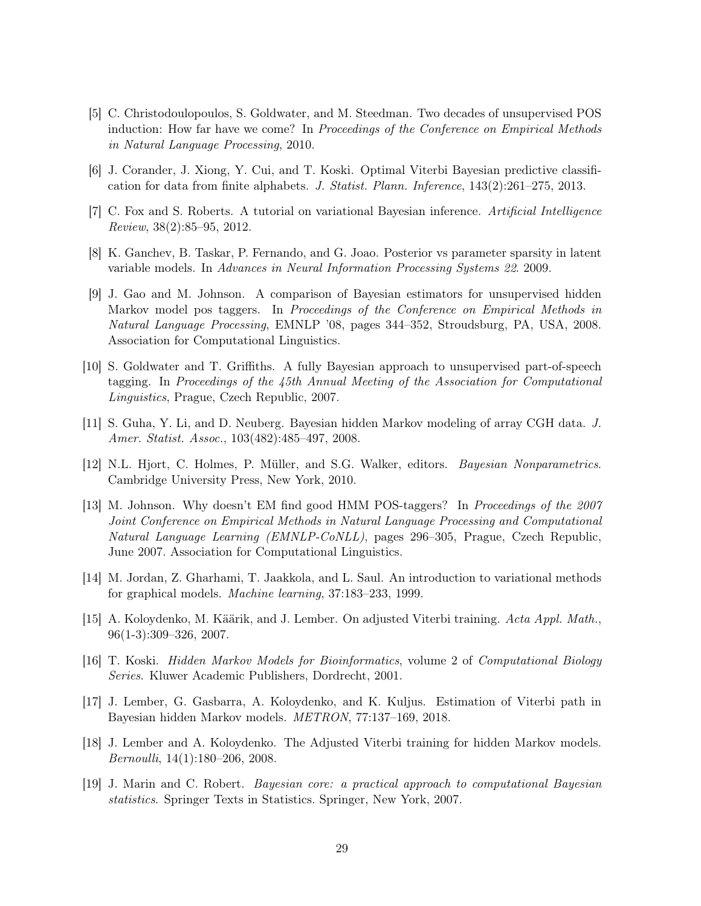[5] C. Christodoulopoulos, S. Goldwater, and M. Steedman. Two decades of unsupervised POS induction: How far have we come? In *Proceedings of the Conference on Empirical Methods in Natural Language Processing*, 2010.

[6] J. Corander, J. Xiong, Y. Cui, and T. Koski. Optimal Viterbi Bayesian predictive classification for data from finite alphabets. *J. Statist. Plann. Inference*, 143(2):261–275, 2013.

[7] C. Fox and S. Roberts. A tutorial on variational Bayesian inference. *Artificial Intelligence Review*, 38(2):85–95, 2012.

[8] K. Ganchev, B. Taskar, P. Fernando, and G. Joao. Posterior vs parameter sparsity in latent variable models. In *Advances in Neural Information Processing Systems 22*. 2009.

[9] J. Gao and M. Johnson. A comparison of Bayesian estimators for unsupervised hidden Markov model pos taggers. In *Proceedings of the Conference on Empirical Methods in Natural Language Processing*, EMNLP '08, pages 344–352, Stroudsburg, PA, USA, 2008. Association for Computational Linguistics.

[10] S. Goldwater and T. Griffiths. A fully Bayesian approach to unsupervised part-of-speech tagging. In *Proceedings of the 45th Annual Meeting of the Association for Computational Linguistics*, Prague, Czech Republic, 2007.

[11] S. Guha, Y. Li, and D. Neuberg. Bayesian hidden Markov modeling of array CGH data. *J. Amer. Statist. Assoc.*, 103(482):485–497, 2008.

[12] N.L. Hjort, C. Holmes, P. Müller, and S.G. Walker, editors. *Bayesian Nonparametrics*. Cambridge University Press, New York, 2010.

[13] M. Johnson. Why doesn't EM find good HMM POS-taggers? In *Proceedings of the 2007 Joint Conference on Empirical Methods in Natural Language Processing and Computational Natural Language Learning (EMNLP-CoNLL)*, pages 296–305, Prague, Czech Republic, June 2007. Association for Computational Linguistics.

[14] M. Jordan, Z. Gharhami, T. Jaakkola, and L. Saul. An introduction to variational methods for graphical models. *Machine learning*, 37:183–233, 1999.

[15] A. Koloydenko, M. Käärik, and J. Lember. On adjusted Viterbi training. *Acta Appl. Math.*, 96(1-3):309–326, 2007.

[16] T. Koski. *Hidden Markov Models for Bioinformatics*, volume 2 of *Computational Biology Series*. Kluwer Academic Publishers, Dordrecht, 2001.

[17] J. Lember, G. Gasbarra, A. Koloydenko, and K. Kuljus. Estimation of Viterbi path in Bayesian hidden Markov models. *METRON*, 77:137–169, 2018.

[18] J. Lember and A. Koloydenko. The Adjusted Viterbi training for hidden Markov models. *Bernoulli*, 14(1):180–206, 2008.

[19] J. Marin and C. Robert. *Bayesian core: a practical approach to computational Bayesian statistics*. Springer Texts in Statistics. Springer, New York, 2007.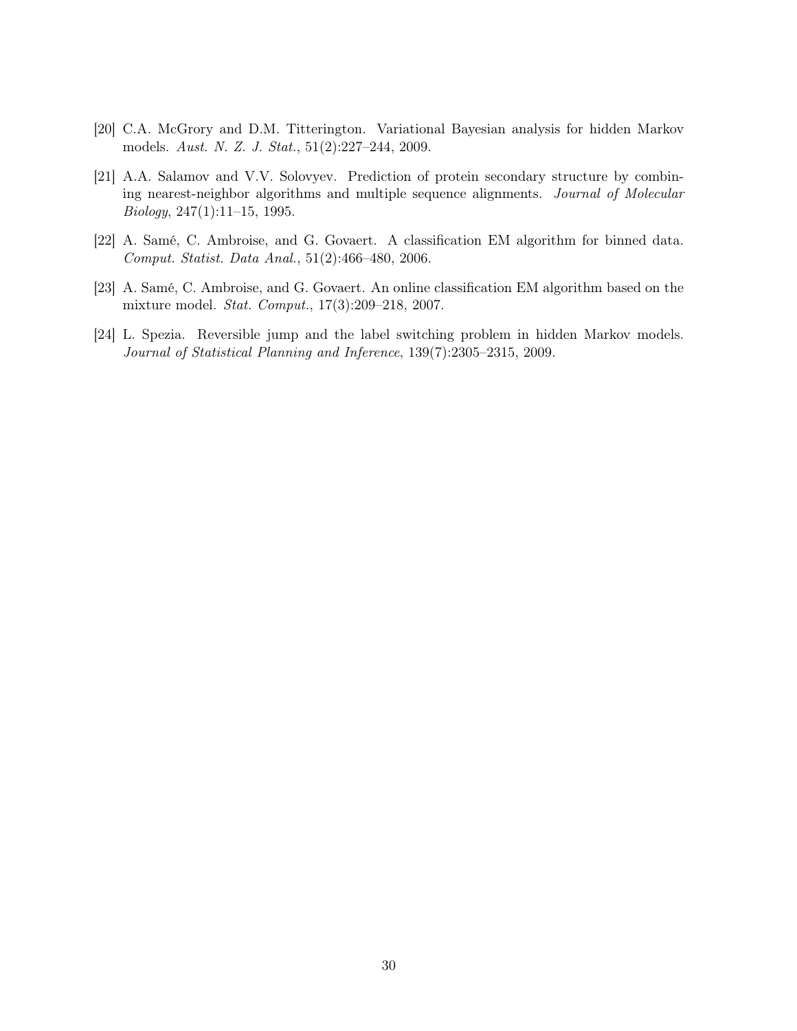[20] C.A. McGrory and D.M. Titterington. Variational Bayesian analysis for hidden Markov models. *Aust. N. Z. J. Stat.*, 51(2):227–244, 2009.

[21] A.A. Salamov and V.V. Solovyev. Prediction of protein secondary structure by combining nearest-neighbor algorithms and multiple sequence alignments. *Journal of Molecular Biology*, 247(1):11–15, 1995.

[22] A. Samé, C. Ambroise, and G. Govaert. A classification EM algorithm for binned data. *Comput. Statist. Data Anal.*, 51(2):466–480, 2006.

[23] A. Samé, C. Ambroise, and G. Govaert. An online classification EM algorithm based on the mixture model. *Stat. Comput.*, 17(3):209–218, 2007.

[24] L. Spezia. Reversible jump and the label switching problem in hidden Markov models. *Journal of Statistical Planning and Inference*, 139(7):2305–2315, 2009.